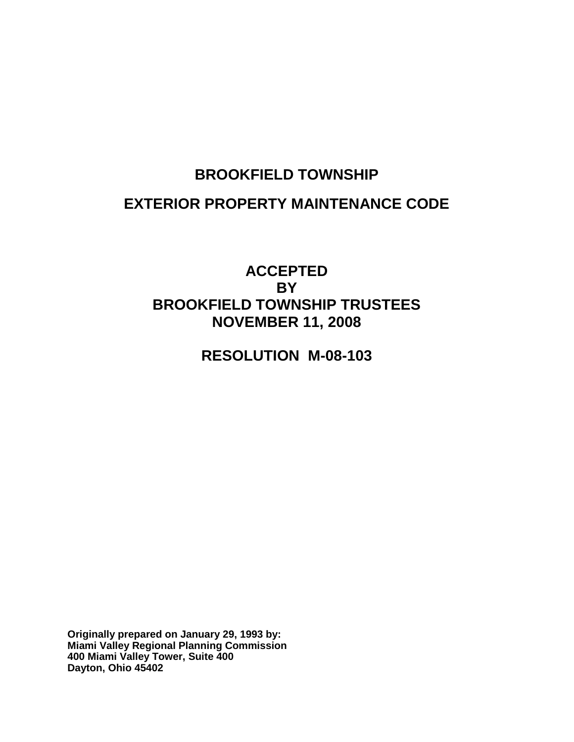# BROOKFIELD TOWNSHIP

# EXTERIOR PROPERTY MAINTENANCE CODE

## ACCEPTED
## BY
## BROOKFIELD TOWNSHIP TRUSTEES
## NOVEMBER 11, 2008

## RESOLUTION M-08-103

**Originally prepared on January 29, 1993 by:**
**Miami Valley Regional Planning Commission**
**400 Miami Valley Tower, Suite 400**
**Dayton, Ohio 45402**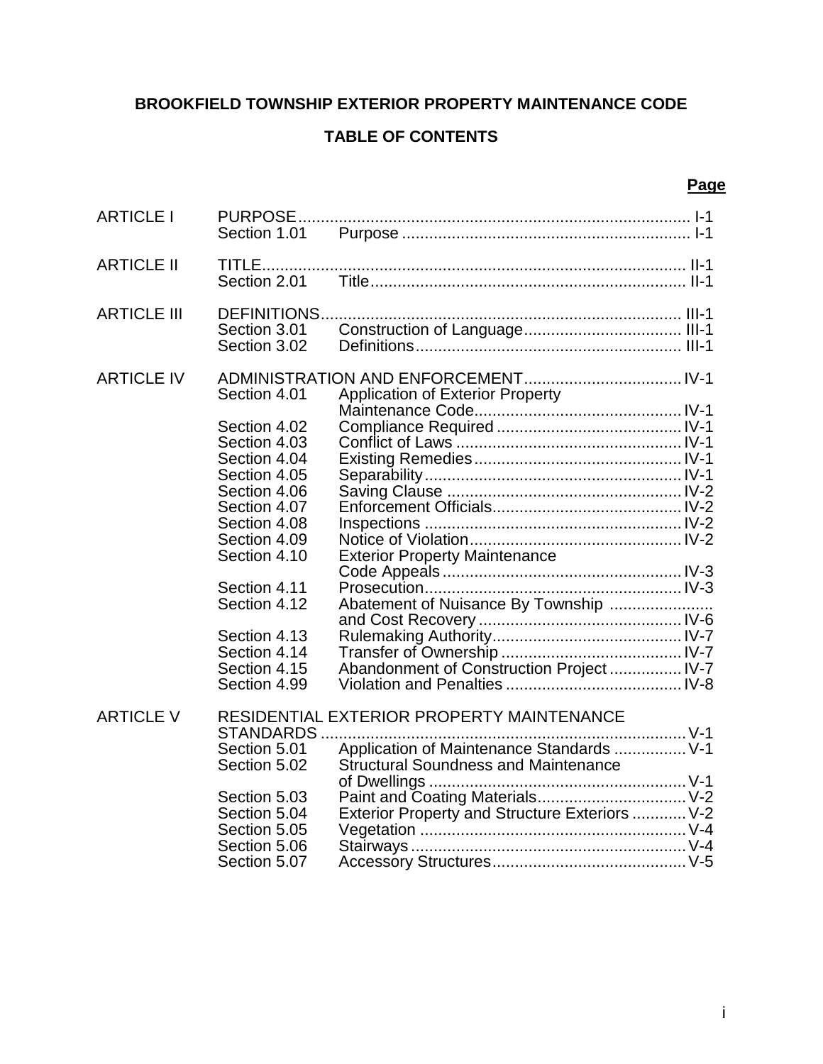# BROOKFIELD TOWNSHIP EXTERIOR PROPERTY MAINTENANCE CODE

## TABLE OF CONTENTS

| | | | **Page** |
|---|---|---|---|
| ARTICLE I | PURPOSE | | I-1 |
| | Section 1.01 | Purpose | I-1 |
| ARTICLE II | TITLE | | II-1 |
| | Section 2.01 | Title | II-1 |
| ARTICLE III | DEFINITIONS | | III-1 |
| | Section 3.01 | Construction of Language | III-1 |
| | Section 3.02 | Definitions | III-1 |
| ARTICLE IV | ADMINISTRATION AND ENFORCEMENT | | IV-1 |
| | Section 4.01 | Application of Exterior Property Maintenance Code | IV-1 |
| | Section 4.02 | Compliance Required | IV-1 |
| | Section 4.03 | Conflict of Laws | IV-1 |
| | Section 4.04 | Existing Remedies | IV-1 |
| | Section 4.05 | Separability | IV-1 |
| | Section 4.06 | Saving Clause | IV-2 |
| | Section 4.07 | Enforcement Officials | IV-2 |
| | Section 4.08 | Inspections | IV-2 |
| | Section 4.09 | Notice of Violation | IV-2 |
| | Section 4.10 | Exterior Property Maintenance Code Appeals | IV-3 |
| | Section 4.11 | Prosecution | IV-3 |
| | Section 4.12 | Abatement of Nuisance By Township and Cost Recovery | IV-6 |
| | Section 4.13 | Rulemaking Authority | IV-7 |
| | Section 4.14 | Transfer of Ownership | IV-7 |
| | Section 4.15 | Abandonment of Construction Project | IV-7 |
| | Section 4.99 | Violation and Penalties | IV-8 |
| ARTICLE V | RESIDENTIAL EXTERIOR PROPERTY MAINTENANCE STANDARDS | | V-1 |
| | Section 5.01 | Application of Maintenance Standards | V-1 |
| | Section 5.02 | Structural Soundness and Maintenance of Dwellings | V-1 |
| | Section 5.03 | Paint and Coating Materials | V-2 |
| | Section 5.04 | Exterior Property and Structure Exteriors | V-2 |
| | Section 5.05 | Vegetation | V-4 |
| | Section 5.06 | Stairways | V-4 |
| | Section 5.07 | Accessory Structures | V-5 |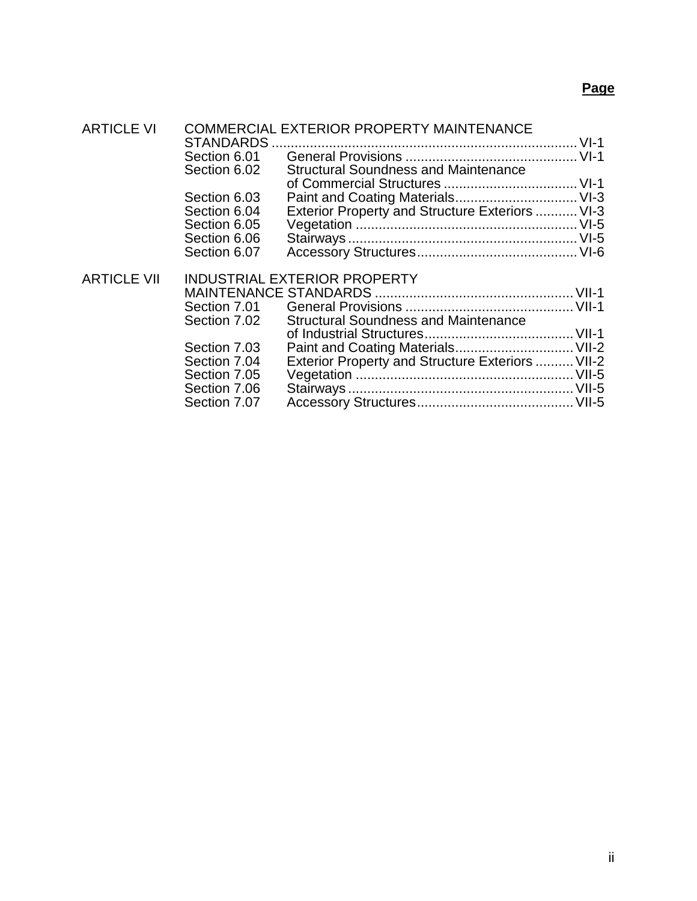| | | | Page |
|---|---|---|---|
| ARTICLE VI | COMMERCIAL EXTERIOR PROPERTY MAINTENANCE STANDARDS | | VI-1 |
| | Section 6.01 | General Provisions | VI-1 |
| | Section 6.02 | Structural Soundness and Maintenance of Commercial Structures | VI-1 |
| | Section 6.03 | Paint and Coating Materials | VI-3 |
| | Section 6.04 | Exterior Property and Structure Exteriors | VI-3 |
| | Section 6.05 | Vegetation | VI-5 |
| | Section 6.06 | Stairways | VI-5 |
| | Section 6.07 | Accessory Structures | VI-6 |
| ARTICLE VII | INDUSTRIAL EXTERIOR PROPERTY MAINTENANCE STANDARDS | | VII-1 |
| | Section 7.01 | General Provisions | VII-1 |
| | Section 7.02 | Structural Soundness and Maintenance of Industrial Structures | VII-1 |
| | Section 7.03 | Paint and Coating Materials | VII-2 |
| | Section 7.04 | Exterior Property and Structure Exteriors | VII-2 |
| | Section 7.05 | Vegetation | VII-5 |
| | Section 7.06 | Stairways | VII-5 |
| | Section 7.07 | Accessory Structures | VII-5 |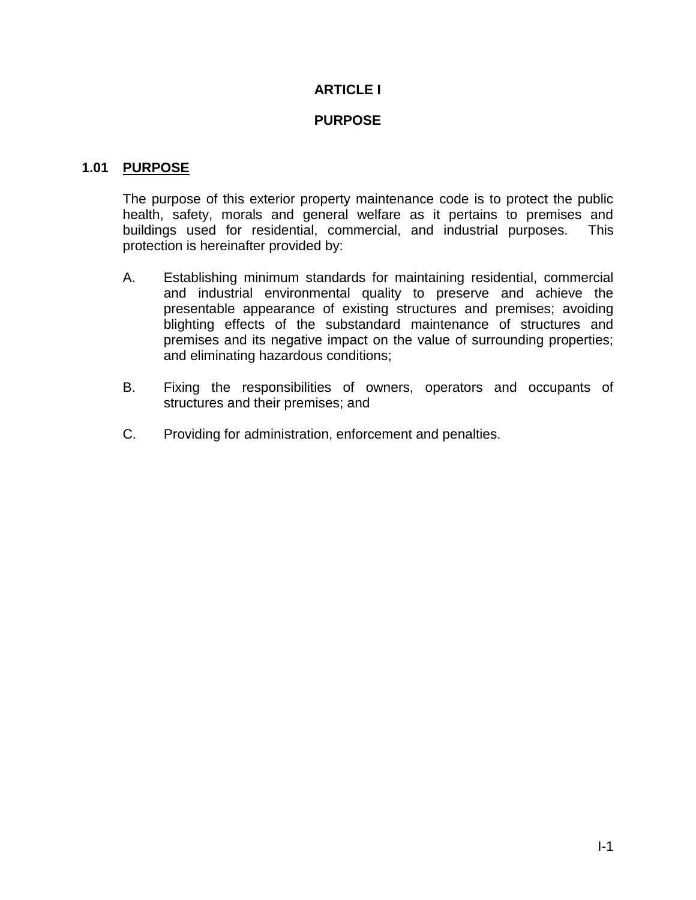# ARTICLE I

# PURPOSE

## 1.01 PURPOSE

The purpose of this exterior property maintenance code is to protect the public health, safety, morals and general welfare as it pertains to premises and buildings used for residential, commercial, and industrial purposes. This protection is hereinafter provided by:

A. Establishing minimum standards for maintaining residential, commercial and industrial environmental quality to preserve and achieve the presentable appearance of existing structures and premises; avoiding blighting effects of the substandard maintenance of structures and premises and its negative impact on the value of surrounding properties; and eliminating hazardous conditions;

B. Fixing the responsibilities of owners, operators and occupants of structures and their premises; and

C. Providing for administration, enforcement and penalties.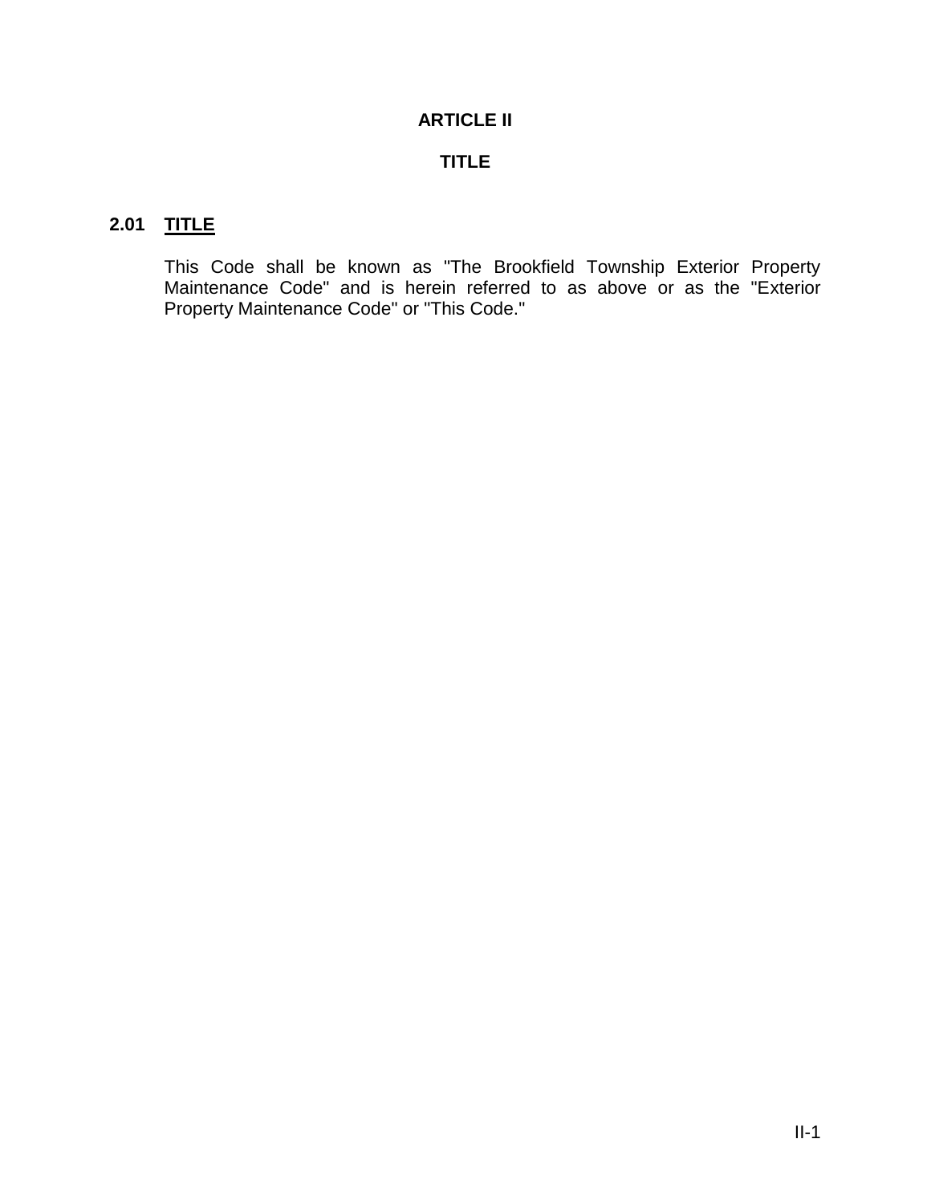# ARTICLE II

# TITLE

## 2.01 TITLE

This Code shall be known as "The Brookfield Township Exterior Property Maintenance Code" and is herein referred to as above or as the "Exterior Property Maintenance Code" or "This Code."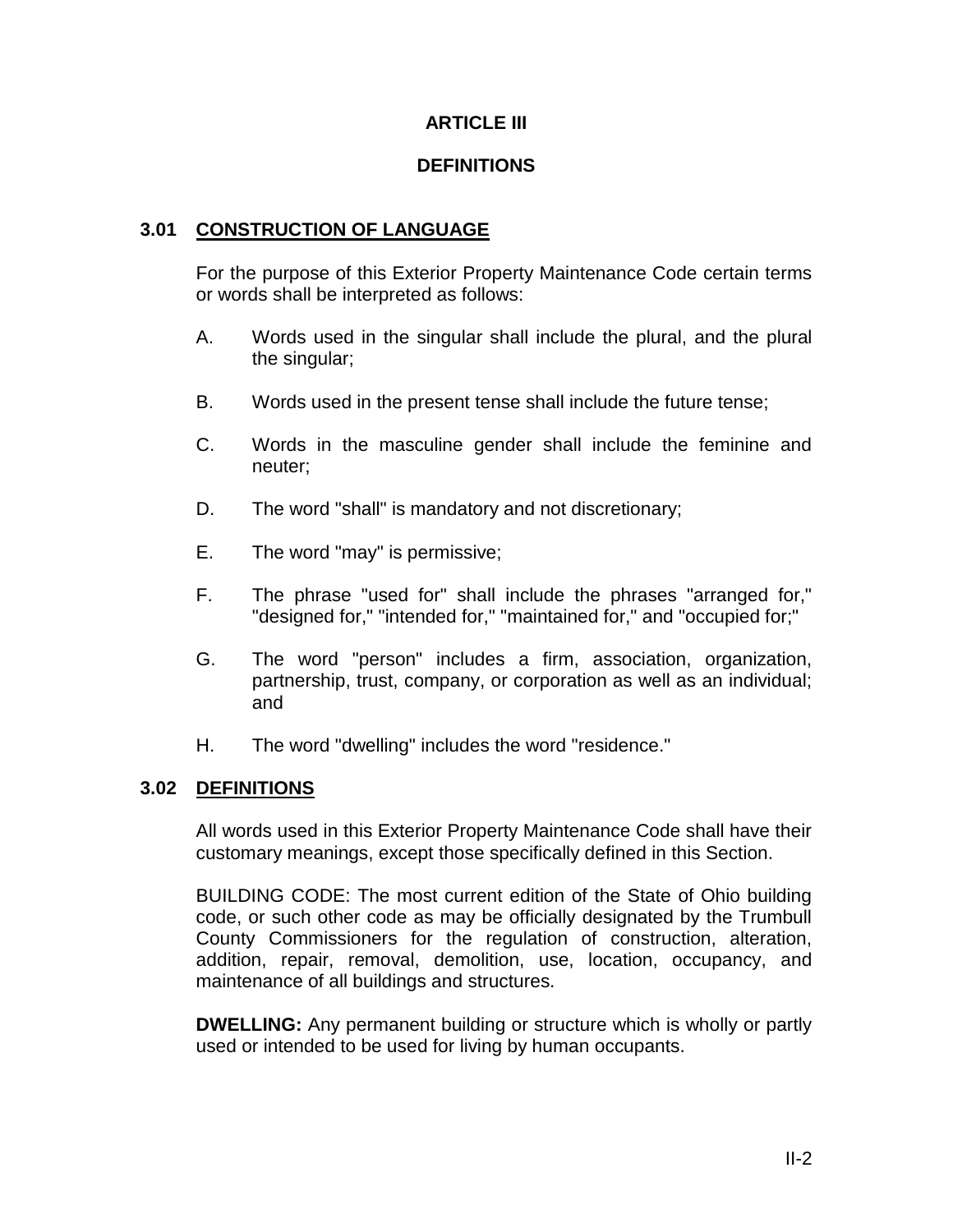# ARTICLE III

## DEFINITIONS

### 3.01 CONSTRUCTION OF LANGUAGE

For the purpose of this Exterior Property Maintenance Code certain terms or words shall be interpreted as follows:

A. Words used in the singular shall include the plural, and the plural the singular;

B. Words used in the present tense shall include the future tense;

C. Words in the masculine gender shall include the feminine and neuter;

D. The word "shall" is mandatory and not discretionary;

E. The word "may" is permissive;

F. The phrase "used for" shall include the phrases "arranged for," "designed for," "intended for," "maintained for," and "occupied for;"

G. The word "person" includes a firm, association, organization, partnership, trust, company, or corporation as well as an individual; and

H. The word "dwelling" includes the word "residence."

### 3.02 DEFINITIONS

All words used in this Exterior Property Maintenance Code shall have their customary meanings, except those specifically defined in this Section.

BUILDING CODE: The most current edition of the State of Ohio building code, or such other code as may be officially designated by the Trumbull County Commissioners for the regulation of construction, alteration, addition, repair, removal, demolition, use, location, occupancy, and maintenance of all buildings and structures.

**DWELLING:** Any permanent building or structure which is wholly or partly used or intended to be used for living by human occupants.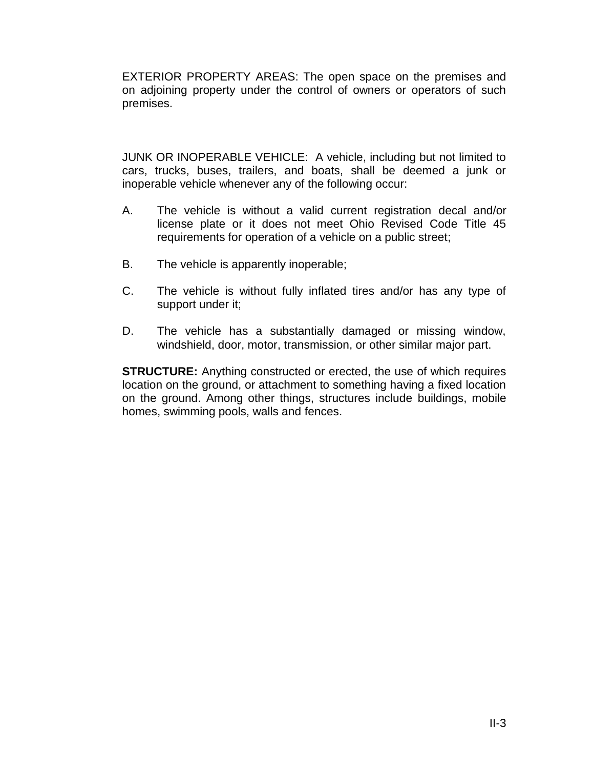EXTERIOR PROPERTY AREAS: The open space on the premises and on adjoining property under the control of owners or operators of such premises.

JUNK OR INOPERABLE VEHICLE: A vehicle, including but not limited to cars, trucks, buses, trailers, and boats, shall be deemed a junk or inoperable vehicle whenever any of the following occur:

A. The vehicle is without a valid current registration decal and/or license plate or it does not meet Ohio Revised Code Title 45 requirements for operation of a vehicle on a public street;

B. The vehicle is apparently inoperable;

C. The vehicle is without fully inflated tires and/or has any type of support under it;

D. The vehicle has a substantially damaged or missing window, windshield, door, motor, transmission, or other similar major part.

**STRUCTURE:** Anything constructed or erected, the use of which requires location on the ground, or attachment to something having a fixed location on the ground. Among other things, structures include buildings, mobile homes, swimming pools, walls and fences.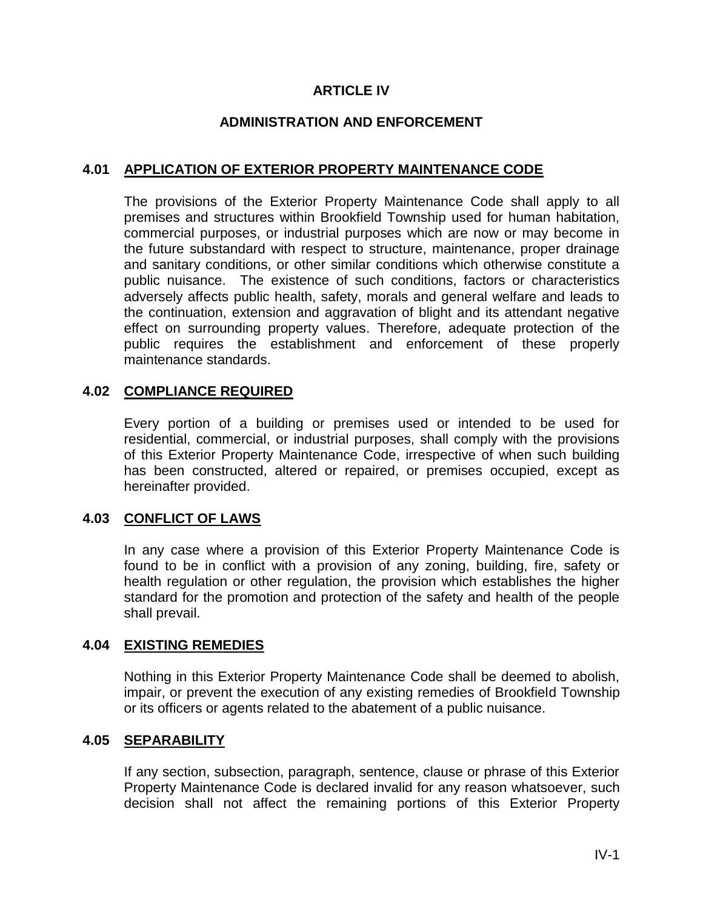# ARTICLE IV

## ADMINISTRATION AND ENFORCEMENT

### 4.01 APPLICATION OF EXTERIOR PROPERTY MAINTENANCE CODE

The provisions of the Exterior Property Maintenance Code shall apply to all premises and structures within Brookfield Township used for human habitation, commercial purposes, or industrial purposes which are now or may become in the future substandard with respect to structure, maintenance, proper drainage and sanitary conditions, or other similar conditions which otherwise constitute a public nuisance. The existence of such conditions, factors or characteristics adversely affects public health, safety, morals and general welfare and leads to the continuation, extension and aggravation of blight and its attendant negative effect on surrounding property values. Therefore, adequate protection of the public requires the establishment and enforcement of these properly maintenance standards.

### 4.02 COMPLIANCE REQUIRED

Every portion of a building or premises used or intended to be used for residential, commercial, or industrial purposes, shall comply with the provisions of this Exterior Property Maintenance Code, irrespective of when such building has been constructed, altered or repaired, or premises occupied, except as hereinafter provided.

### 4.03 CONFLICT OF LAWS

In any case where a provision of this Exterior Property Maintenance Code is found to be in conflict with a provision of any zoning, building, fire, safety or health regulation or other regulation, the provision which establishes the higher standard for the promotion and protection of the safety and health of the people shall prevail.

### 4.04 EXISTING REMEDIES

Nothing in this Exterior Property Maintenance Code shall be deemed to abolish, impair, or prevent the execution of any existing remedies of Brookfield Township or its officers or agents related to the abatement of a public nuisance.

### 4.05 SEPARABILITY

If any section, subsection, paragraph, sentence, clause or phrase of this Exterior Property Maintenance Code is declared invalid for any reason whatsoever, such decision shall not affect the remaining portions of this Exterior Property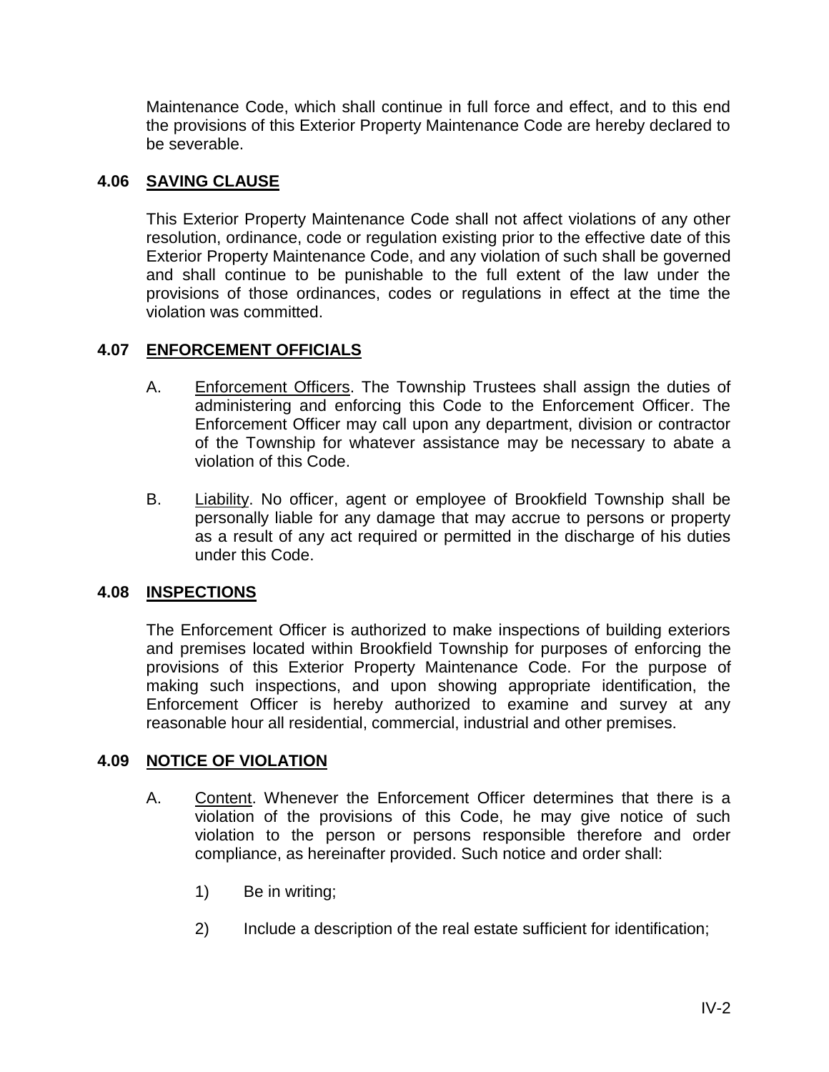Maintenance Code, which shall continue in full force and effect, and to this end the provisions of this Exterior Property Maintenance Code are hereby declared to be severable.

## 4.06 SAVING CLAUSE

This Exterior Property Maintenance Code shall not affect violations of any other resolution, ordinance, code or regulation existing prior to the effective date of this Exterior Property Maintenance Code, and any violation of such shall be governed and shall continue to be punishable to the full extent of the law under the provisions of those ordinances, codes or regulations in effect at the time the violation was committed.

## 4.07 ENFORCEMENT OFFICIALS

A. Enforcement Officers. The Township Trustees shall assign the duties of administering and enforcing this Code to the Enforcement Officer. The Enforcement Officer may call upon any department, division or contractor of the Township for whatever assistance may be necessary to abate a violation of this Code.

B. Liability. No officer, agent or employee of Brookfield Township shall be personally liable for any damage that may accrue to persons or property as a result of any act required or permitted in the discharge of his duties under this Code.

## 4.08 INSPECTIONS

The Enforcement Officer is authorized to make inspections of building exteriors and premises located within Brookfield Township for purposes of enforcing the provisions of this Exterior Property Maintenance Code. For the purpose of making such inspections, and upon showing appropriate identification, the Enforcement Officer is hereby authorized to examine and survey at any reasonable hour all residential, commercial, industrial and other premises.

## 4.09 NOTICE OF VIOLATION

A. Content. Whenever the Enforcement Officer determines that there is a violation of the provisions of this Code, he may give notice of such violation to the person or persons responsible therefore and order compliance, as hereinafter provided. Such notice and order shall:

1) Be in writing;

2) Include a description of the real estate sufficient for identification;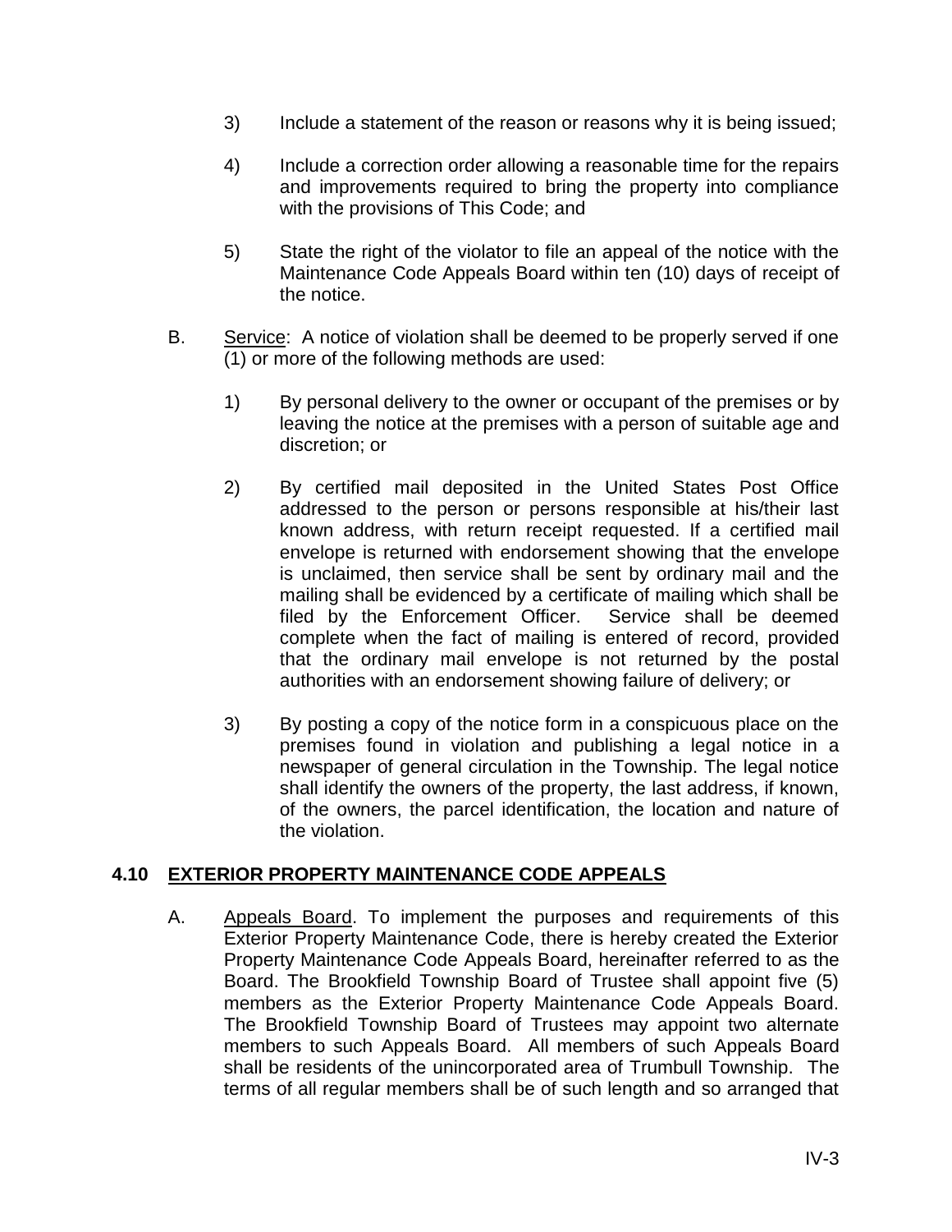3) Include a statement of the reason or reasons why it is being issued;

4) Include a correction order allowing a reasonable time for the repairs and improvements required to bring the property into compliance with the provisions of This Code; and

5) State the right of the violator to file an appeal of the notice with the Maintenance Code Appeals Board within ten (10) days of receipt of the notice.

B. Service: A notice of violation shall be deemed to be properly served if one (1) or more of the following methods are used:

1) By personal delivery to the owner or occupant of the premises or by leaving the notice at the premises with a person of suitable age and discretion; or

2) By certified mail deposited in the United States Post Office addressed to the person or persons responsible at his/their last known address, with return receipt requested. If a certified mail envelope is returned with endorsement showing that the envelope is unclaimed, then service shall be sent by ordinary mail and the mailing shall be evidenced by a certificate of mailing which shall be filed by the Enforcement Officer. Service shall be deemed complete when the fact of mailing is entered of record, provided that the ordinary mail envelope is not returned by the postal authorities with an endorsement showing failure of delivery; or

3) By posting a copy of the notice form in a conspicuous place on the premises found in violation and publishing a legal notice in a newspaper of general circulation in the Township. The legal notice shall identify the owners of the property, the last address, if known, of the owners, the parcel identification, the location and nature of the violation.

## 4.10 EXTERIOR PROPERTY MAINTENANCE CODE APPEALS

A. Appeals Board. To implement the purposes and requirements of this Exterior Property Maintenance Code, there is hereby created the Exterior Property Maintenance Code Appeals Board, hereinafter referred to as the Board. The Brookfield Township Board of Trustee shall appoint five (5) members as the Exterior Property Maintenance Code Appeals Board. The Brookfield Township Board of Trustees may appoint two alternate members to such Appeals Board. All members of such Appeals Board shall be residents of the unincorporated area of Trumbull Township. The terms of all regular members shall be of such length and so arranged that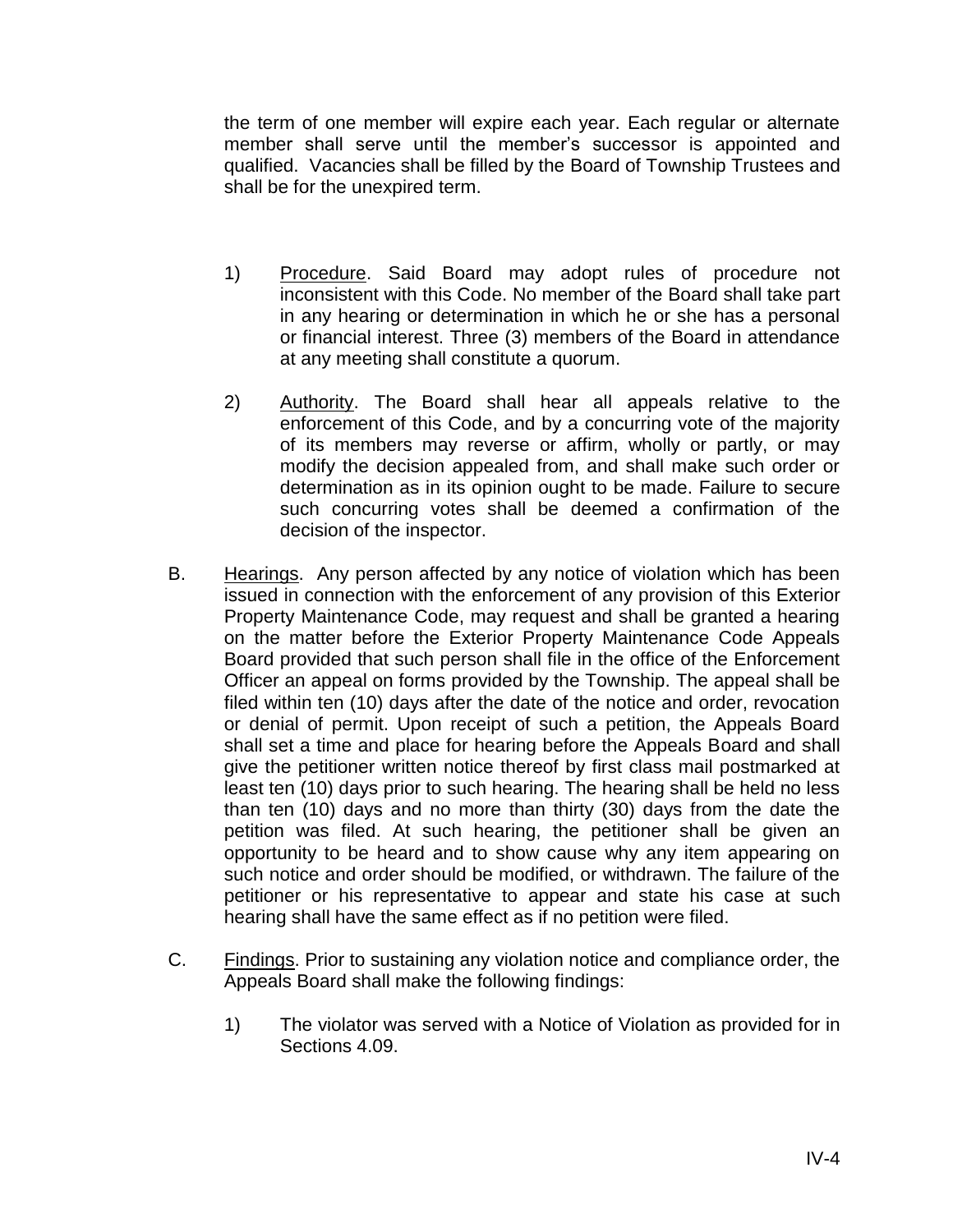the term of one member will expire each year. Each regular or alternate member shall serve until the member's successor is appointed and qualified. Vacancies shall be filled by the Board of Township Trustees and shall be for the unexpired term.

1) Procedure. Said Board may adopt rules of procedure not inconsistent with this Code. No member of the Board shall take part in any hearing or determination in which he or she has a personal or financial interest. Three (3) members of the Board in attendance at any meeting shall constitute a quorum.

2) Authority. The Board shall hear all appeals relative to the enforcement of this Code, and by a concurring vote of the majority of its members may reverse or affirm, wholly or partly, or may modify the decision appealed from, and shall make such order or determination as in its opinion ought to be made. Failure to secure such concurring votes shall deemed a confirmation of the decision of the inspector.

B. Hearings. Any person affected by any notice of violation which has been issued in connection with the enforcement of any provision of this Exterior Property Maintenance Code, may request and shall be granted a hearing on the matter before the Exterior Property Maintenance Code Appeals Board provided that such person shall file in the office of the Enforcement Officer an appeal on forms provided by the Township. The appeal shall be filed within ten (10) days after the date of the notice and order, revocation or denial of permit. Upon receipt of such a petition, the Appeals Board shall set a time and place for hearing before the Appeals Board and shall give the petitioner written notice thereof by first class mail postmarked at least ten (10) days prior to such hearing. The hearing shall be held no less than ten (10) days and no more than thirty (30) days from the date the petition was filed. At such hearing, the petitioner shall be given an opportunity to be heard and to show cause why any item appearing on such notice and order should be modified, or withdrawn. The failure of the petitioner or his representative to appear and state his case at such hearing shall have the same effect as if no petition were filed.

C. Findings. Prior to sustaining any violation notice and compliance order, the Appeals Board shall make the following findings:

1) The violator was served with a Notice of Violation as provided for in Sections 4.09.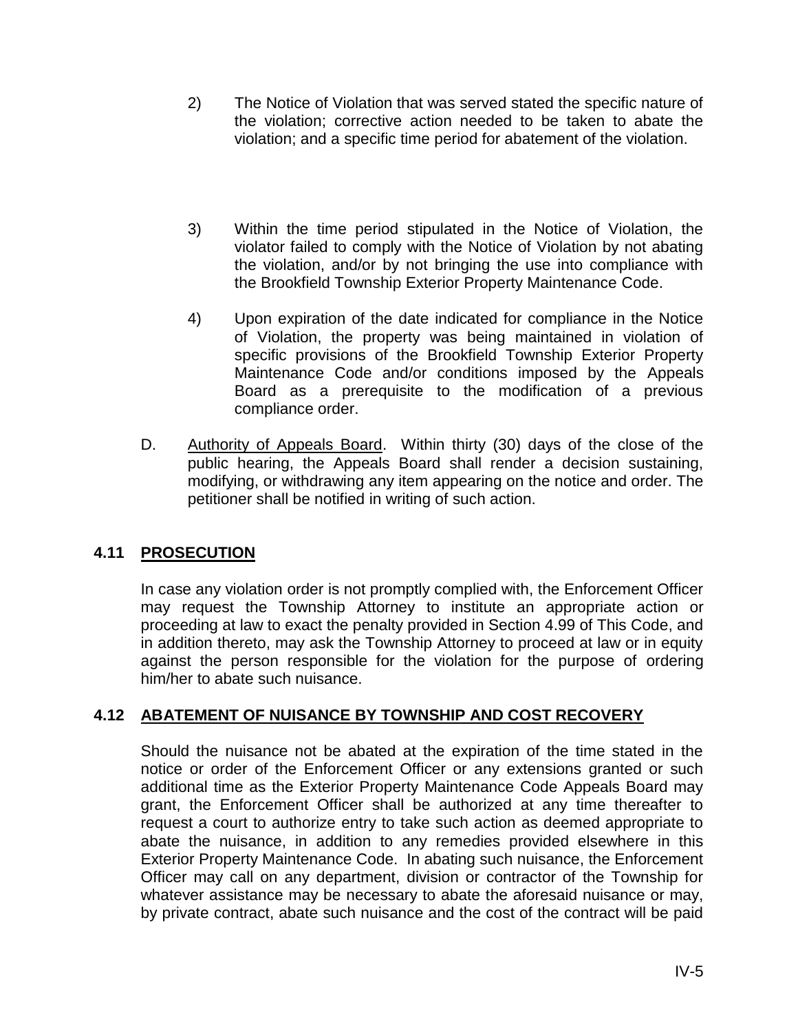2) The Notice of Violation that was served stated the specific nature of the violation; corrective action needed to be taken to abate the violation; and a specific time period for abatement of the violation.

3) Within the time period stipulated in the Notice of Violation, the violator failed to comply with the Notice of Violation by not abating the violation, and/or by not bringing the use into compliance with the Brookfield Township Exterior Property Maintenance Code.

4) Upon expiration of the date indicated for compliance in the Notice of Violation, the property was being maintained in violation of specific provisions of the Brookfield Township Exterior Property Maintenance Code and/or conditions imposed by the Appeals Board as a prerequisite to the modification of a previous compliance order.

D. Authority of Appeals Board. Within thirty (30) days of the close of the public hearing, the Appeals Board shall render a decision sustaining, modifying, or withdrawing any item appearing on the notice and order. The petitioner shall be notified in writing of such action.

## 4.11 PROSECUTION

In case any violation order is not promptly complied with, the Enforcement Officer may request the Township Attorney to institute an appropriate action or proceeding at law to exact the penalty provided in Section 4.99 of This Code, and in addition thereto, may ask the Township Attorney to proceed at law or in equity against the person responsible for the violation for the purpose of ordering him/her to abate such nuisance.

## 4.12 ABATEMENT OF NUISANCE BY TOWNSHIP AND COST RECOVERY

Should the nuisance not be abated at the expiration of the time stated in the notice or order of the Enforcement Officer or any extensions granted or such additional time as the Exterior Property Maintenance Code Appeals Board may grant, the Enforcement Officer shall be authorized at any time thereafter to request a court to authorize entry to take such action as deemed appropriate to abate the nuisance, in addition to any remedies provided elsewhere in this Exterior Property Maintenance Code. In abating such nuisance, the Enforcement Officer may call on any department, division or contractor of the Township for whatever assistance may be necessary to abate the aforesaid nuisance or may, by private contract, abate such nuisance and the cost of the contract will be paid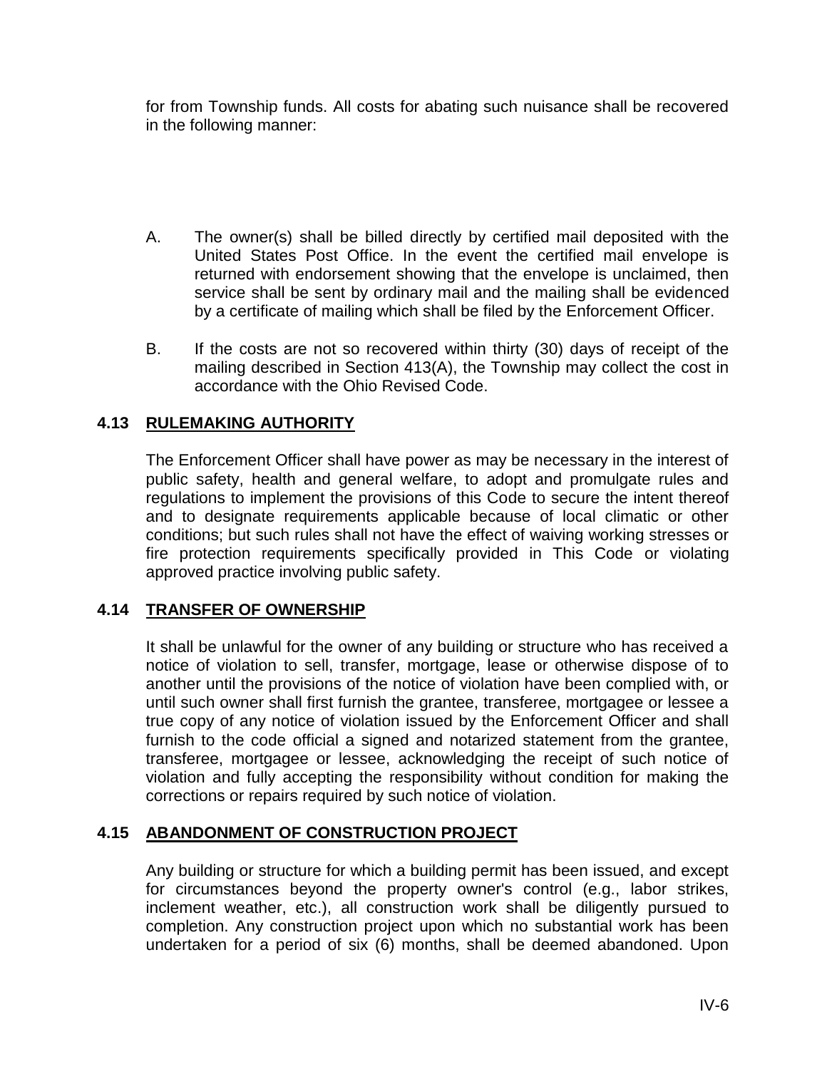for from Township funds. All costs for abating such nuisance shall be recovered in the following manner:

A. The owner(s) shall be billed directly by certified mail deposited with the United States Post Office. In the event the certified mail envelope is returned with endorsement showing that the envelope is unclaimed, then service shall be sent by ordinary mail and the mailing shall be evidenced by a certificate of mailing which shall be filed by the Enforcement Officer.

B. If the costs are not so recovered within thirty (30) days of receipt of the mailing described in Section 413(A), the Township may collect the cost in accordance with the Ohio Revised Code.

## 4.13 RULEMAKING AUTHORITY

The Enforcement Officer shall have power as may be necessary in the interest of public safety, health and general welfare, to adopt and promulgate rules and regulations to implement the provisions of this Code to secure the intent thereof and to designate requirements applicable because of local climatic or other conditions; but such rules shall not have the effect of waiving working stresses or fire protection requirements specifically provided in This Code or violating approved practice involving public safety.

## 4.14 TRANSFER OF OWNERSHIP

It shall be unlawful for the owner of any building or structure who has received a notice of violation to sell, transfer, mortgage, lease or otherwise dispose of to another until the provisions of the notice of violation have been complied with, or until such owner shall first furnish the grantee, transferee, mortgagee or lessee a true copy of any notice of violation issued by the Enforcement Officer and shall furnish to the code official a signed and notarized statement from the grantee, transferee, mortgagee or lessee, acknowledging the receipt of such notice of violation and fully accepting the responsibility without condition for making the corrections or repairs required by such notice of violation.

## 4.15 ABANDONMENT OF CONSTRUCTION PROJECT

Any building or structure for which a building permit has been issued, and except for circumstances beyond the property owner's control (e.g., labor strikes, inclement weather, etc.), all construction work shall be diligently pursued to completion. Any construction project upon which no substantial work has been undertaken for a period of six (6) months, shall be deemed abandoned. Upon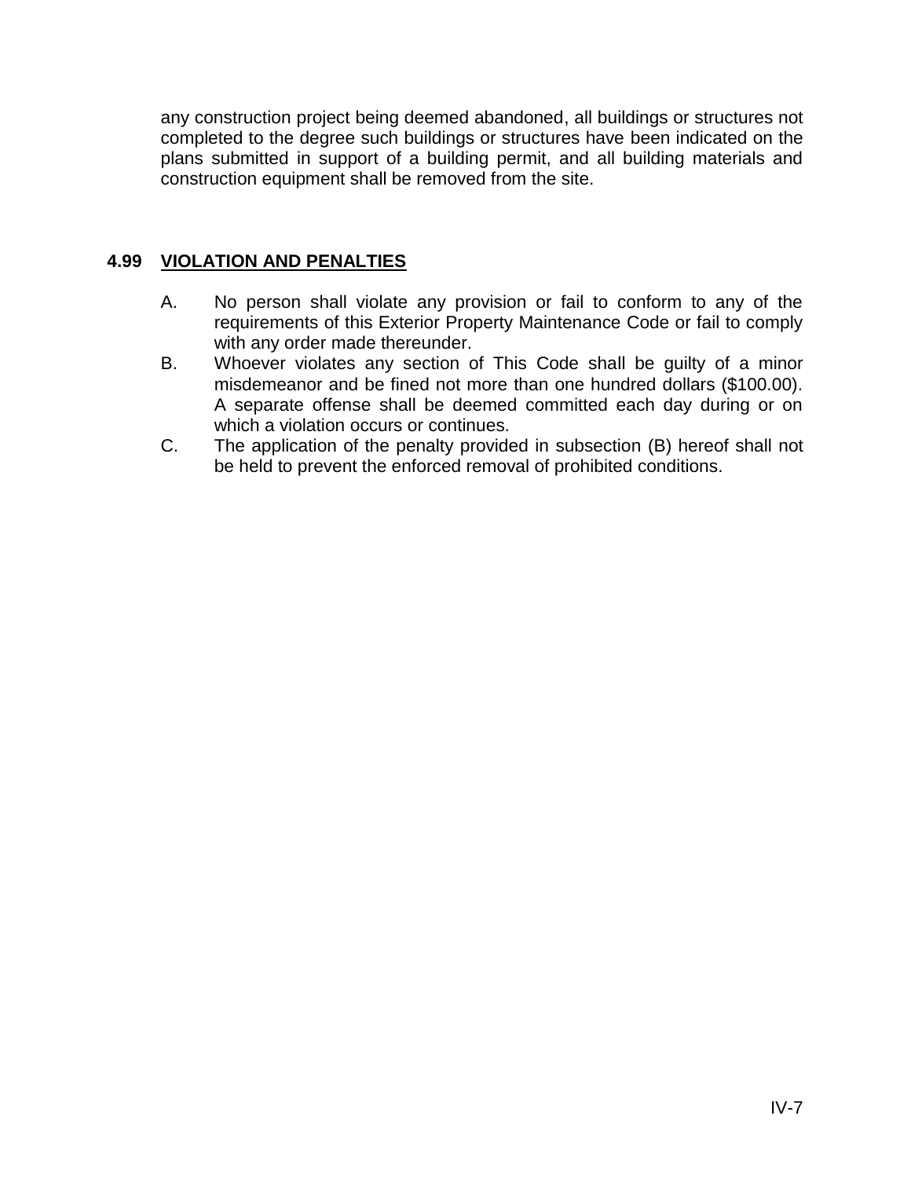any construction project being deemed abandoned, all buildings or structures not completed to the degree such buildings or structures have been indicated on the plans submitted in support of a building permit, and all building materials and construction equipment shall be removed from the site.

## 4.99 VIOLATION AND PENALTIES

A. No person shall violate any provision or fail to conform to any of the requirements of this Exterior Property Maintenance Code or fail to comply with any order made thereunder.

B. Whoever violates any section of This Code shall be guilty of a minor misdemeanor and be fined not more than one hundred dollars ($100.00). A separate offense shall be deemed committed each day during or on which a violation occurs or continues.

C. The application of the penalty provided in subsection (B) hereof shall not be held to prevent the enforced removal of prohibited conditions.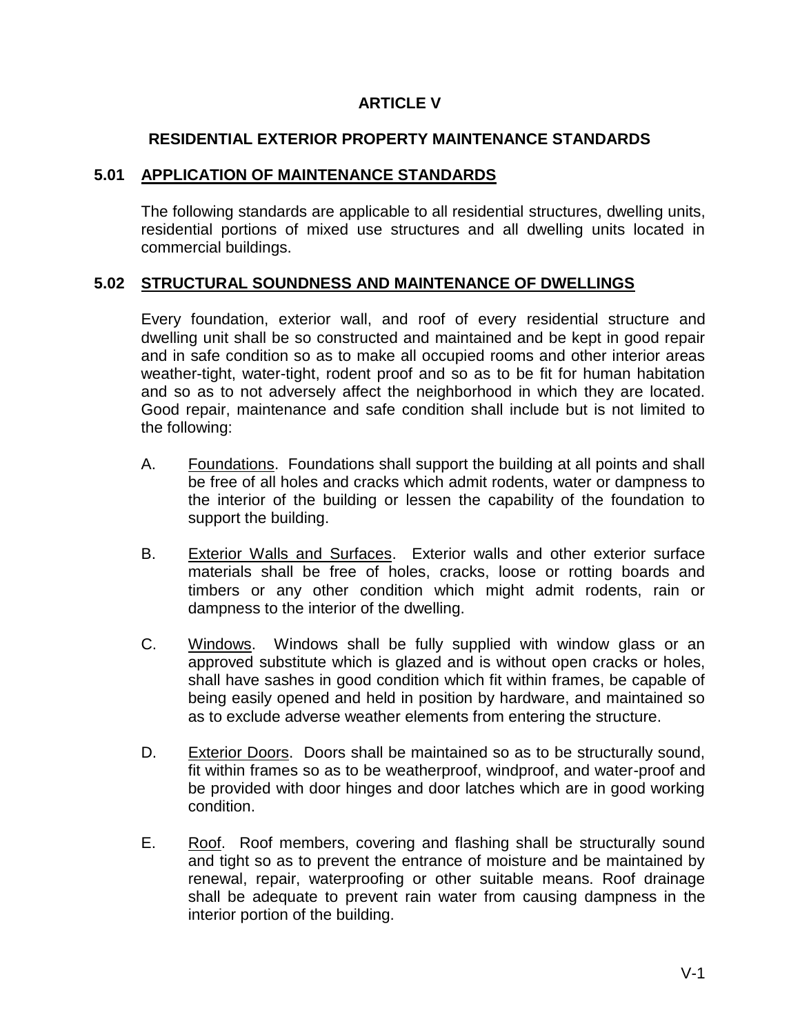# ARTICLE V

## RESIDENTIAL EXTERIOR PROPERTY MAINTENANCE STANDARDS

### 5.01 APPLICATION OF MAINTENANCE STANDARDS

The following standards are applicable to all residential structures, dwelling units, residential portions of mixed use structures and all dwelling units located in commercial buildings.

### 5.02 STRUCTURAL SOUNDNESS AND MAINTENANCE OF DWELLINGS

Every foundation, exterior wall, and roof of every residential structure and dwelling unit shall be so constructed and maintained and be kept in good repair and in safe condition so as to make all occupied rooms and other interior areas weather-tight, water-tight, rodent proof and so as to be fit for human habitation and so as to not adversely affect the neighborhood in which they are located. Good repair, maintenance and safe condition shall include but is not limited to the following:

A. Foundations. Foundations shall support the building at all points and shall be free of all holes and cracks which admit rodents, water or dampness to the interior of the building or lessen the capability of the foundation to support the building.

B. Exterior Walls and Surfaces. Exterior walls and other exterior surface materials shall be free of holes, cracks, loose or rotting boards and timbers or any other condition which might admit rodents, rain or dampness to the interior of the dwelling.

C. Windows. Windows shall be fully supplied with window glass or an approved substitute which is glazed and is without open cracks or holes, shall have sashes in good condition which fit within frames, be capable of being easily opened and held in position by hardware, and maintained so as to exclude adverse weather elements from entering the structure.

D. Exterior Doors. Doors shall be maintained so as to be structurally sound, fit within frames so as to be weatherproof, windproof, and water-proof and be provided with door hinges and door latches which are in good working condition.

E. Roof. Roof members, covering and flashing shall be structurally sound and tight so as to prevent the entrance of moisture and be maintained by renewal, repair, waterproofing or other suitable means. Roof drainage shall be adequate to prevent rain water from causing dampness in the interior portion of the building.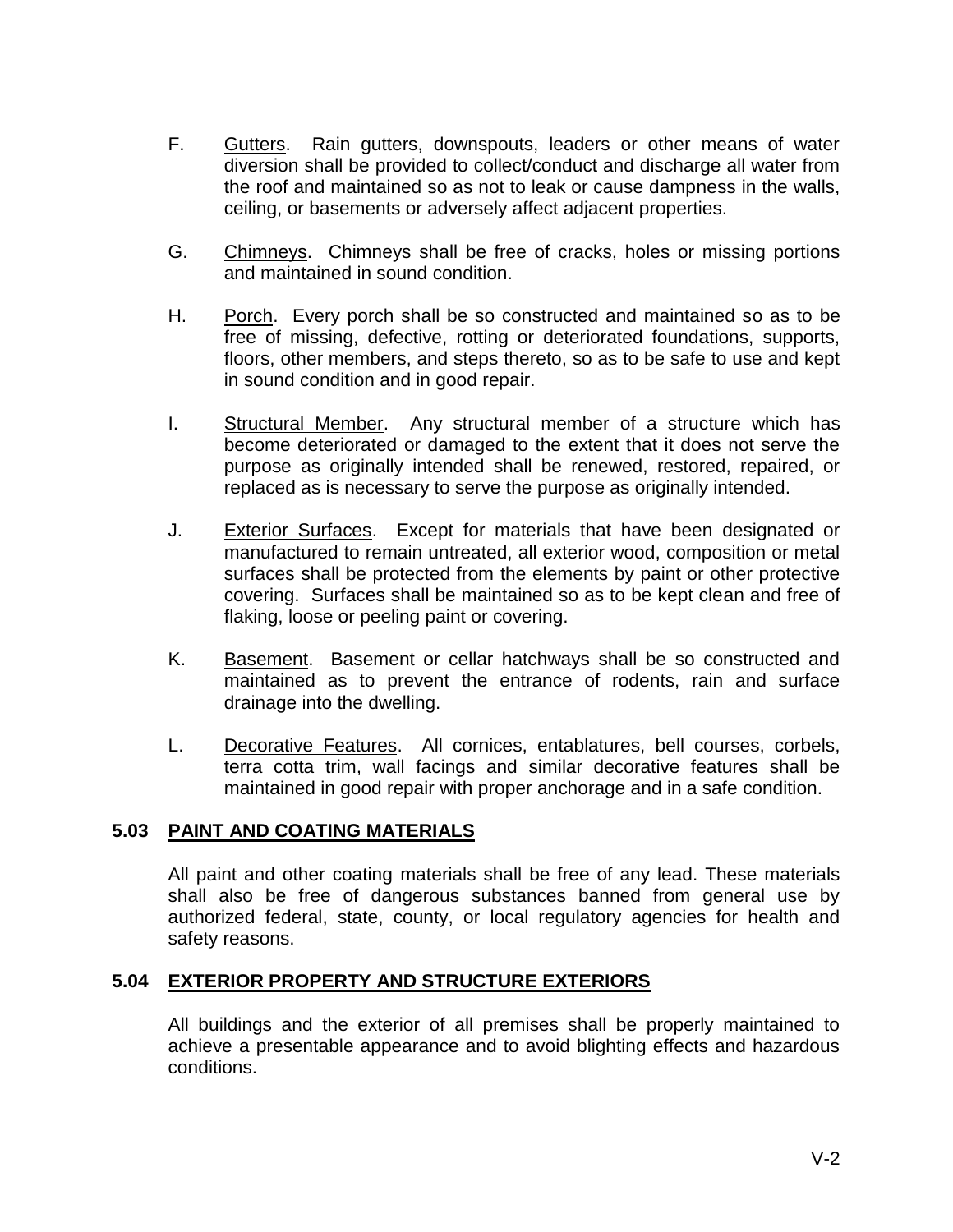F. <u>Gutters</u>. Rain gutters, downspouts, leaders or other means of water diversion shall be provided to collect/conduct and discharge all water from the roof and maintained so as not to leak or cause dampness in the walls, ceiling, or basements or adversely affect adjacent properties.

G. <u>Chimneys</u>. Chimneys shall be free of cracks, holes or missing portions and maintained in sound condition.

H. <u>Porch</u>. Every porch shall be so constructed and maintained so as to be free of missing, defective, rotting or deteriorated foundations, supports, floors, other members, and steps thereto, so as to be safe to use and kept in sound condition and in good repair.

I. <u>Structural Member</u>. Any structural member of a structure which has become deteriorated or damaged to the extent that it does not serve the purpose as originally intended shall be renewed, restored, repaired, or replaced as is necessary to serve the purpose as originally intended.

J. <u>Exterior Surfaces</u>. Except for materials that have been designated or manufactured to remain untreated, all exterior wood, composition or metal surfaces shall be protected from the elements by paint or other protective covering. Surfaces shall be maintained so as to be kept clean and free of flaking, loose or peeling paint or covering.

K. <u>Basement</u>. Basement or cellar hatchways shall be so constructed and maintained as to prevent the entrance of rodents, rain and surface drainage into the dwelling.

L. <u>Decorative Features</u>. All cornices, entablatures, bell courses, corbels, terra cotta trim, wall facings and similar decorative features shall be maintained in good repair with proper anchorage and in a safe condition.

## 5.03 PAINT AND COATING MATERIALS

All paint and other coating materials shall be free of any lead. These materials shall also be free of dangerous substances banned from general use by authorized federal, state, county, or local regulatory agencies for health and safety reasons.

## 5.04 EXTERIOR PROPERTY AND STRUCTURE EXTERIORS

All buildings and the exterior of all premises shall be properly maintained to achieve a presentable appearance and to avoid blighting effects and hazardous conditions.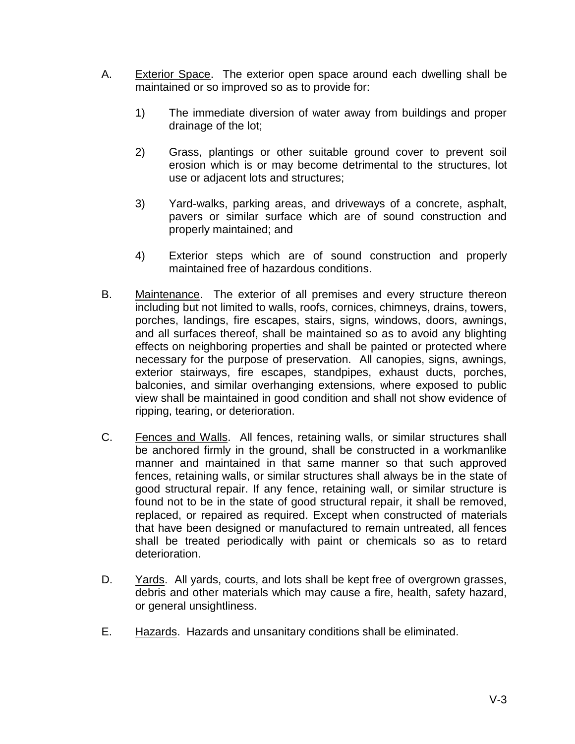A. Exterior Space. The exterior open space around each dwelling shall be maintained or so improved so as to provide for:

1) The immediate diversion of water away from buildings and proper drainage of the lot;

2) Grass, plantings or other suitable ground cover to prevent soil erosion which is or may become detrimental to the structures, lot use or adjacent lots and structures;

3) Yard-walks, parking areas, and driveways of a concrete, asphalt, pavers or similar surface which are of sound construction and properly maintained; and

4) Exterior steps which are of sound construction and properly maintained free of hazardous conditions.

B. Maintenance. The exterior of all premises and every structure thereon including but not limited to walls, roofs, cornices, chimneys, drains, towers, porches, landings, fire escapes, stairs, signs, windows, doors, awnings, and all surfaces thereof, shall be maintained so as to avoid any blighting effects on neighboring properties and shall be painted or protected where necessary for the purpose of preservation. All canopies, signs, awnings, exterior stairways, fire escapes, standpipes, exhaust ducts, porches, balconies, and similar overhanging extensions, where exposed to public view shall be maintained in good condition and shall not show evidence of ripping, tearing, or deterioration.

C. Fences and Walls. All fences, retaining walls, or similar structures shall be anchored firmly in the ground, shall be constructed in a workmanlike manner and maintained in that same manner so that such approved fences, retaining walls, or similar structures shall always be in the state of good structural repair. If any fence, retaining wall, or similar structure is found not to be in the state of good structural repair, it shall be removed, replaced, or repaired as required. Except when constructed of materials that have been designed or manufactured to remain untreated, all fences shall be treated periodically with paint or chemicals so as to retard deterioration.

D. Yards. All yards, courts, and lots shall be kept free of overgrown grasses, debris and other materials which may cause a fire, health, safety hazard, or general unsightliness.

E. Hazards. Hazards and unsanitary conditions shall be eliminated.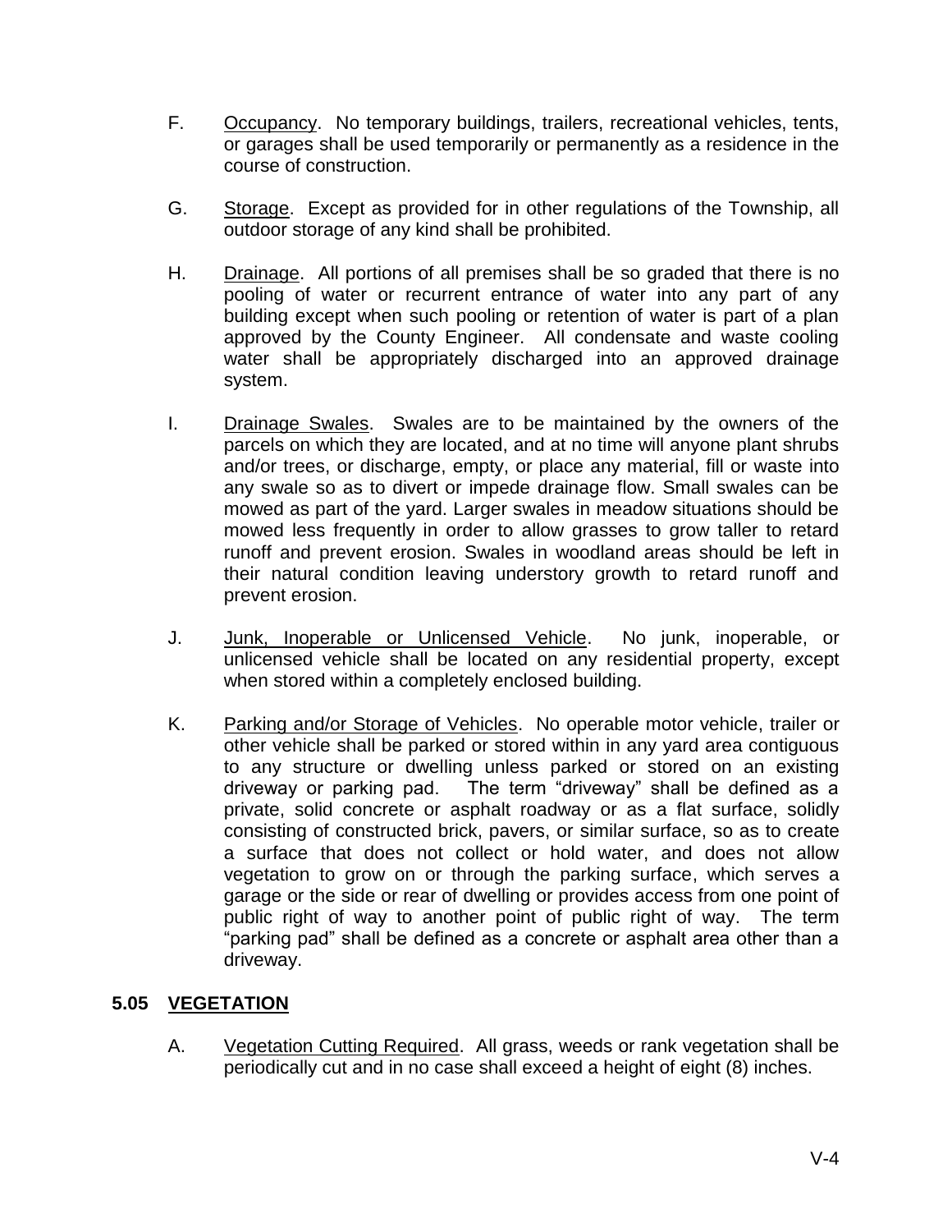F. Occupancy. No temporary buildings, trailers, recreational vehicles, tents, or garages shall be used temporarily or permanently as a residence in the course of construction.

G. Storage. Except as provided for in other regulations of the Township, all outdoor storage of any kind shall be prohibited.

H. Drainage. All portions of all premises shall be so graded that there is no pooling of water or recurrent entrance of water into any part of any building except when such pooling or retention of water is part of a plan approved by the County Engineer. All condensate and waste cooling water shall be appropriately discharged into an approved drainage system.

I. Drainage Swales. Swales are to be maintained by the owners of the parcels on which they are located, and at no time will anyone plant shrubs and/or trees, or discharge, empty, or place any material, fill or waste into any swale so as to divert or impede drainage flow. Small swales can be mowed as part of the yard. Larger swales in meadow situations should be mowed less frequently in order to allow grasses to grow taller to retard runoff and prevent erosion. Swales in woodland areas should be left in their natural condition leaving understory growth to retard runoff and prevent erosion.

J. Junk, Inoperable or Unlicensed Vehicle. No junk, inoperable, or unlicensed vehicle shall be located on any residential property, except when stored within a completely enclosed building.

K. Parking and/or Storage of Vehicles. No operable motor vehicle, trailer or other vehicle shall be parked or stored within in any yard area contiguous to any structure or dwelling unless parked or stored on an existing driveway or parking pad. The term "driveway" shall be defined as a private, solid concrete or asphalt roadway or as a flat surface, solidly consisting of constructed brick, pavers, or similar surface, so as to create a surface that does not collect or hold water, and does not allow vegetation to grow on or through the parking surface, which serves a garage or the side or rear of dwelling or provides access from one point of public right of way to another point of public right of way. The term "parking pad" shall be defined as a concrete or asphalt area other than a driveway.

## 5.05 VEGETATION

A. Vegetation Cutting Required. All grass, weeds or rank vegetation shall be periodically cut and in no case shall exceed a height of eight (8) inches.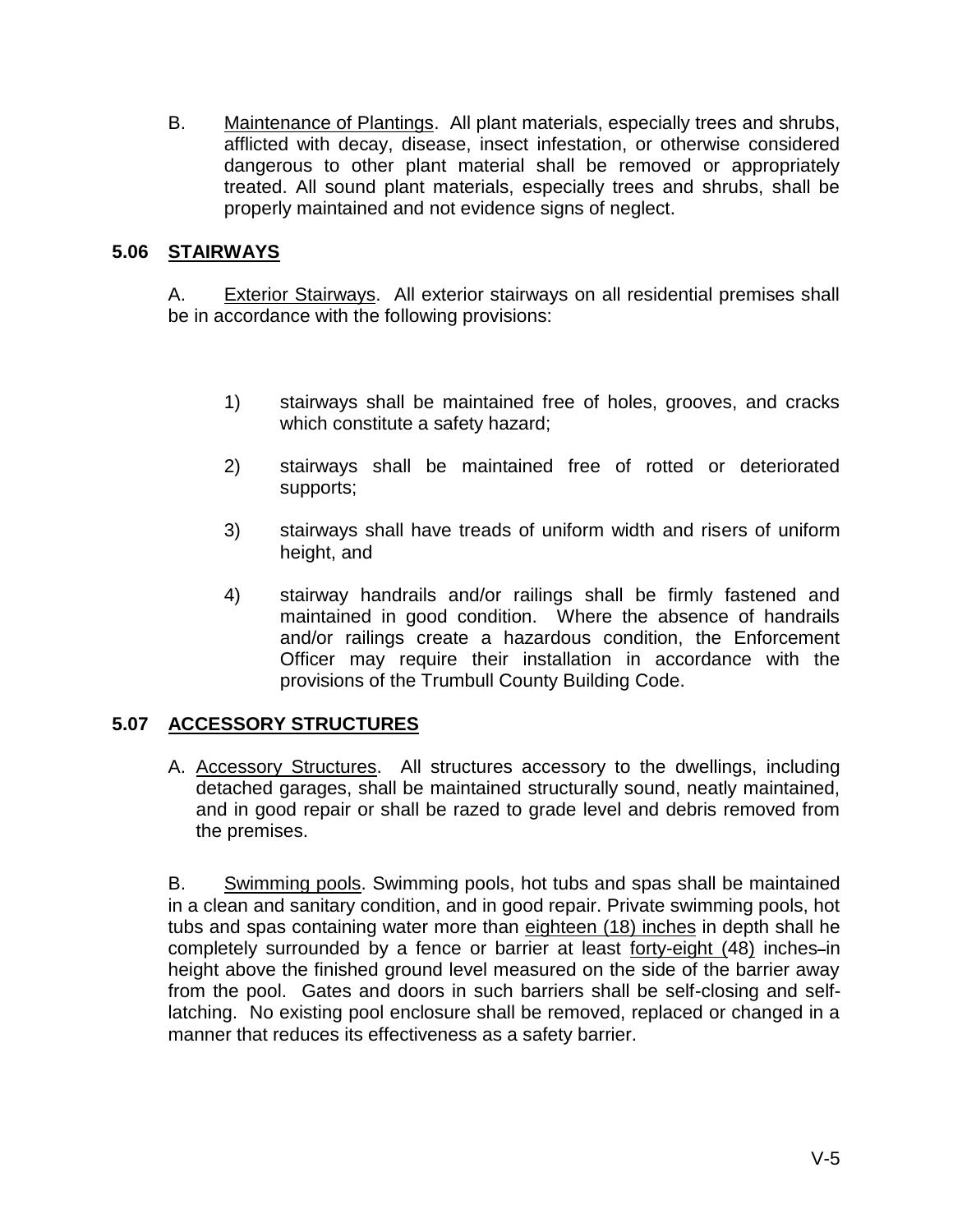B. Maintenance of Plantings. All plant materials, especially trees and shrubs, afflicted with decay, disease, insect infestation, or otherwise considered dangerous to other plant material shall be removed or appropriately treated. All sound plant materials, especially trees and shrubs, shall be properly maintained and not evidence signs of neglect.

## 5.06 STAIRWAYS

A. Exterior Stairways. All exterior stairways on all residential premises shall be in accordance with the following provisions:

1) stairways shall be maintained free of holes, grooves, and cracks which constitute a safety hazard;

2) stairways shall be maintained free of rotted or deteriorated supports;

3) stairways shall have treads of uniform width and risers of uniform height, and

4) stairway handrails and/or railings shall be firmly fastened and maintained in good condition. Where the absence of handrails and/or railings create a hazardous condition, the Enforcement Officer may require their installation in accordance with the provisions of the Trumbull County Building Code.

## 5.07 ACCESSORY STRUCTURES

A. Accessory Structures. All structures accessory to the dwellings, including detached garages, shall be maintained structurally sound, neatly maintained, and in good repair or shall be razed to grade level and debris removed from the premises.

B. Swimming pools. Swimming pools, hot tubs and spas shall be maintained in a clean and sanitary condition, and in good repair. Private swimming pools, hot tubs and spas containing water more than eighteen (18) inches in depth shall he completely surrounded by a fence or barrier at least forty-eight (48) inches in height above the finished ground level measured on the side of the barrier away from the pool. Gates and doors in such barriers shall be self-closing and self-latching. No existing pool enclosure shall be removed, replaced or changed in a manner that reduces its effectiveness as a safety barrier.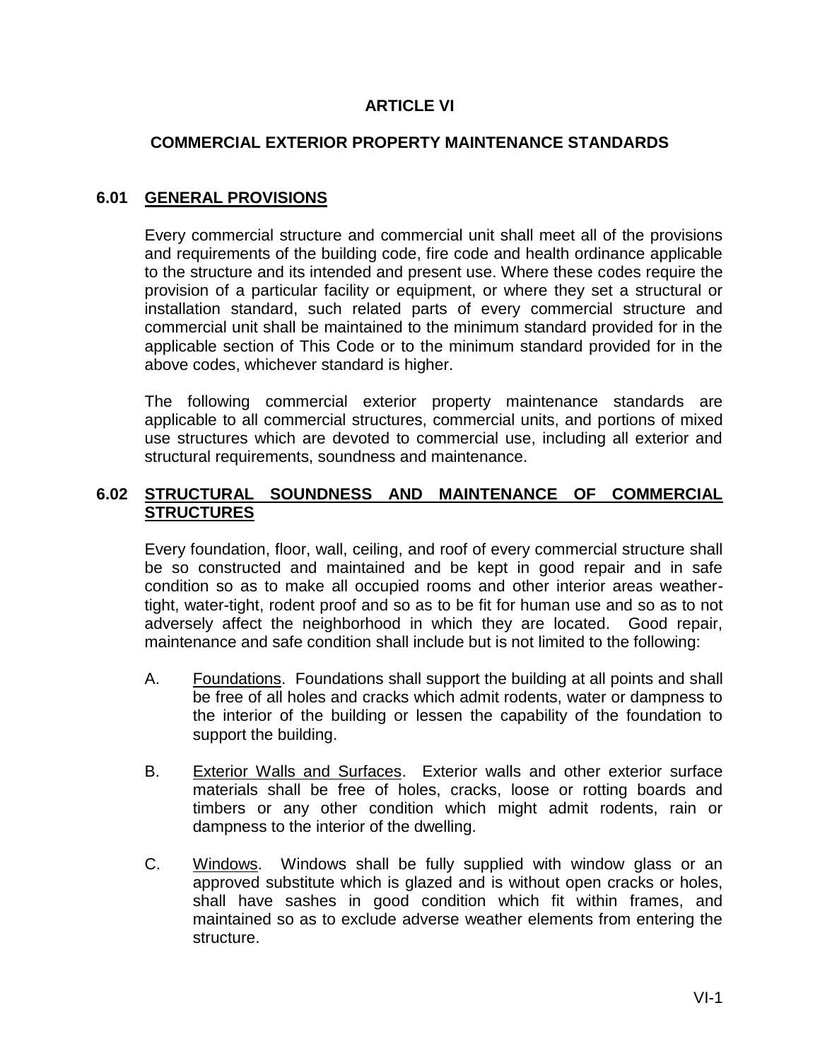# ARTICLE VI

## COMMERCIAL EXTERIOR PROPERTY MAINTENANCE STANDARDS

### 6.01 GENERAL PROVISIONS

Every commercial structure and commercial unit shall meet all of the provisions and requirements of the building code, fire code and health ordinance applicable to the structure and its intended and present use. Where these codes require the provision of a particular facility or equipment, or where they set a structural or installation standard, such related parts of every commercial structure and commercial unit shall be maintained to the minimum standard provided for in the applicable section of This Code or to the minimum standard provided for in the above codes, whichever standard is higher.

The following commercial exterior property maintenance standards are applicable to all commercial structures, commercial units, and portions of mixed use structures which are devoted to commercial use, including all exterior and structural requirements, soundness and maintenance.

### 6.02 STRUCTURAL SOUNDNESS AND MAINTENANCE OF COMMERCIAL STRUCTURES

Every foundation, floor, wall, ceiling, and roof of every commercial structure shall be so constructed and maintained and be kept in good repair and in safe condition so as to make all occupied rooms and other interior areas weather-tight, water-tight, rodent proof and so as to be fit for human use and so as to not adversely affect the neighborhood in which they are located. Good repair, maintenance and safe condition shall include but is not limited to the following:

A. Foundations. Foundations shall support the building at all points and shall be free of all holes and cracks which admit rodents, water or dampness to the interior of the building or lessen the capability of the foundation to support the building.

B. Exterior Walls and Surfaces. Exterior walls and other exterior surface materials shall be free of holes, cracks, loose or rotting boards and timbers or any other condition which might admit rodents, rain or dampness to the interior of the dwelling.

C. Windows. Windows shall be fully supplied with window glass or an approved substitute which is glazed and is without open cracks or holes, shall have sashes in good condition which fit within frames, and maintained so as to exclude adverse weather elements from entering the structure.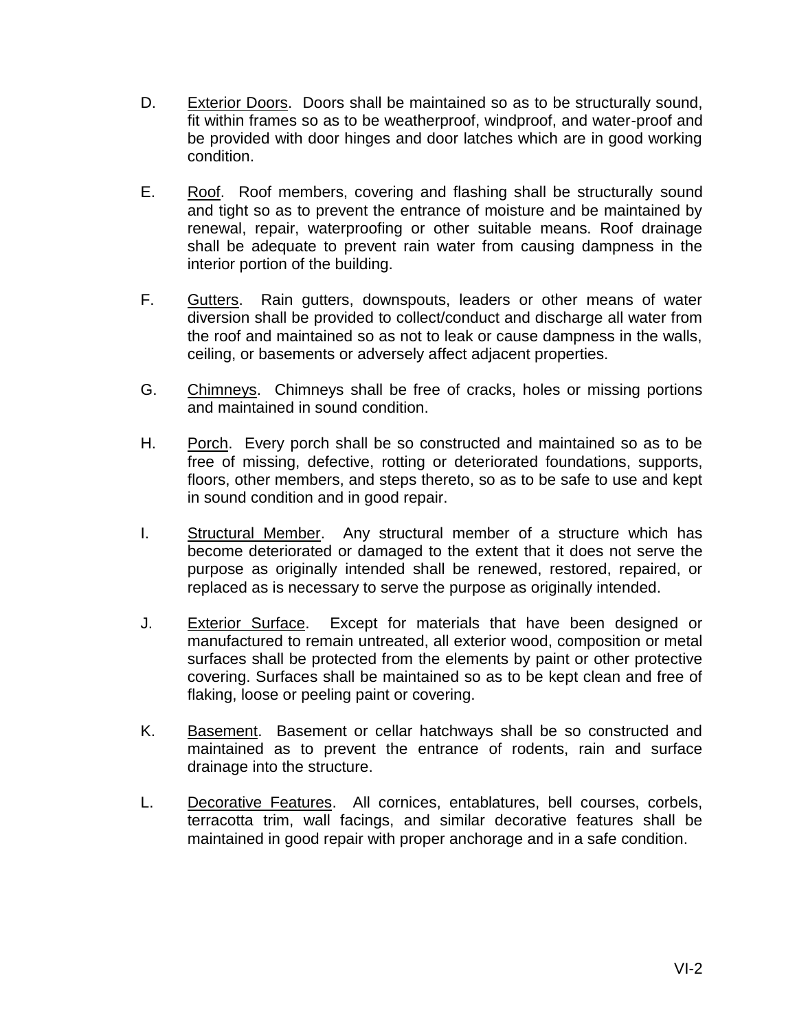D. Exterior Doors. Doors shall be maintained so as to be structurally sound, fit within frames so as to be weatherproof, windproof, and water-proof and be provided with door hinges and door latches which are in good working condition.

E. Roof. Roof members, covering and flashing shall be structurally sound and tight so as to prevent the entrance of moisture and be maintained by renewal, repair, waterproofing or other suitable means. Roof drainage shall be adequate to prevent rain water from causing dampness in the interior portion of the building.

F. Gutters. Rain gutters, downspouts, leaders or other means of water diversion shall be provided to collect/conduct and discharge all water from the roof and maintained so as not to leak or cause dampness in the walls, ceiling, or basements or adversely affect adjacent properties.

G. Chimneys. Chimneys shall be free of cracks, holes or missing portions and maintained in sound condition.

H. Porch. Every porch shall be so constructed and maintained so as to be free of missing, defective, rotting or deteriorated foundations, supports, floors, other members, and steps thereto, so as to be safe to use and kept in sound condition and in good repair.

I. Structural Member. Any structural member of a structure which has become deteriorated or damaged to the extent that it does not serve the purpose as originally intended shall be renewed, restored, repaired, or replaced as is necessary to serve the purpose as originally intended.

J. Exterior Surface. Except for materials that have been designed or manufactured to remain untreated, all exterior wood, composition or metal surfaces shall be protected from the elements by paint or other protective covering. Surfaces shall be maintained so as to be kept clean and free of flaking, loose or peeling paint or covering.

K. Basement. Basement or cellar hatchways shall be so constructed and maintained as to prevent the entrance of rodents, rain and surface drainage into the structure.

L. Decorative Features. All cornices, entablatures, bell courses, corbels, terracotta trim, wall facings, and similar decorative features shall be maintained in good repair with proper anchorage and in a safe condition.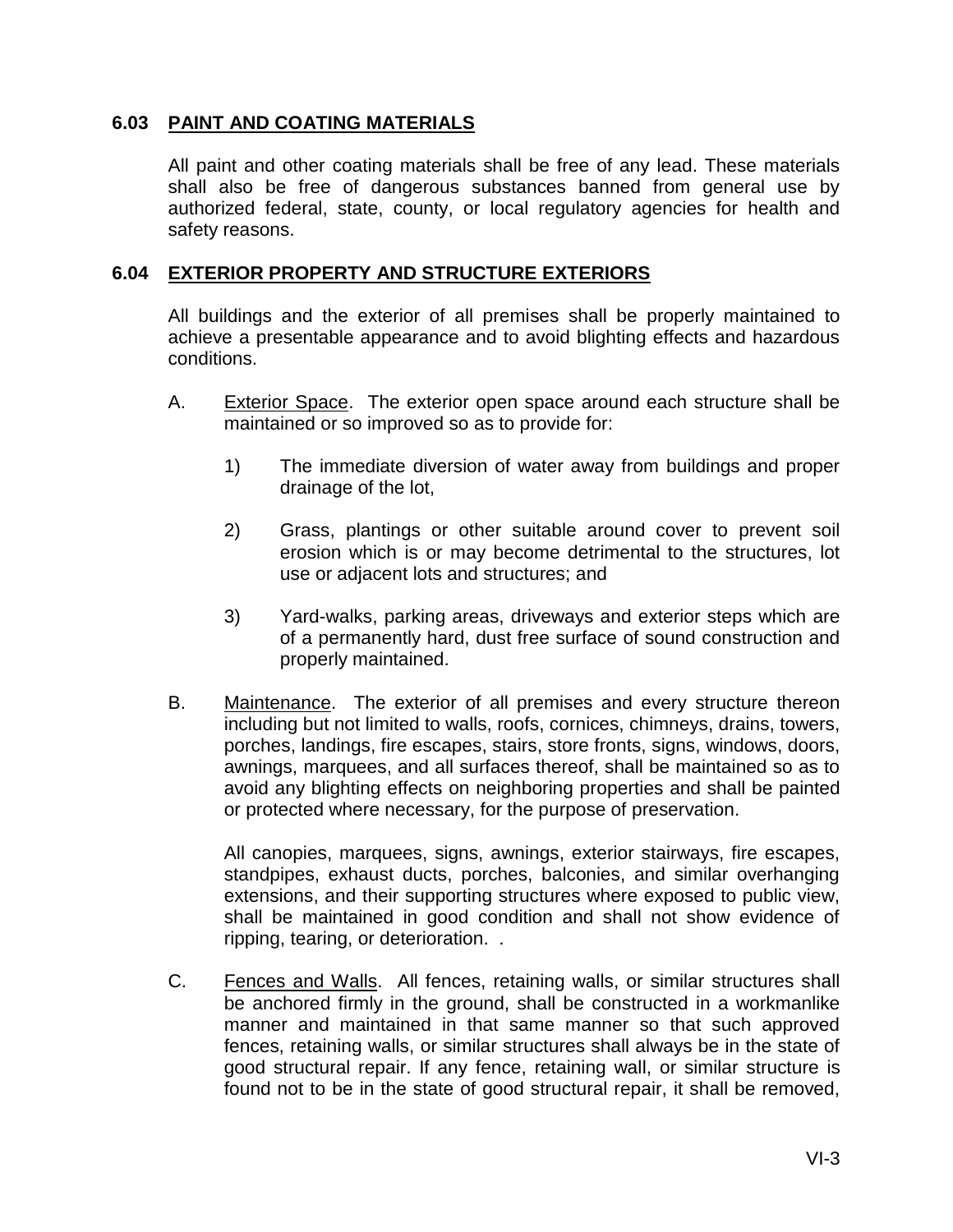## 6.03 PAINT AND COATING MATERIALS

All paint and other coating materials shall be free of any lead. These materials shall also be free of dangerous substances banned from general use by authorized federal, state, county, or local regulatory agencies for health and safety reasons.

## 6.04 EXTERIOR PROPERTY AND STRUCTURE EXTERIORS

All buildings and the exterior of all premises shall be properly maintained to achieve a presentable appearance and to avoid blighting effects and hazardous conditions.

A. Exterior Space. The exterior open space around each structure shall be maintained or so improved so as to provide for:

1) The immediate diversion of water away from buildings and proper drainage of the lot,

2) Grass, plantings or other suitable around cover to prevent soil erosion which is or may become detrimental to the structures, lot use or adjacent lots and structures; and

3) Yard-walks, parking areas, driveways and exterior steps which are of a permanently hard, dust free surface of sound construction and properly maintained.

B. Maintenance. The exterior of all premises and every structure thereon including but not limited to walls, roofs, cornices, chimneys, drains, towers, porches, landings, fire escapes, stairs, store fronts, signs, windows, doors, awnings, marquees, and all surfaces thereof, shall be maintained so as to avoid any blighting effects on neighboring properties and shall be painted or protected where necessary, for the purpose of preservation.

All canopies, marquees, signs, awnings, exterior stairways, fire escapes, standpipes, exhaust ducts, porches, balconies, and similar overhanging extensions, and their supporting structures where exposed to public view, shall be maintained in good condition and shall not show evidence of ripping, tearing, or deterioration. .

C. Fences and Walls. All fences, retaining walls, or similar structures shall be anchored firmly in the ground, shall be constructed in a workmanlike manner and maintained in that same manner so that such approved fences, retaining walls, or similar structures shall always be in the state of good structural repair. If any fence, retaining wall, or similar structure is found not to be in the state of good structural repair, it shall be removed,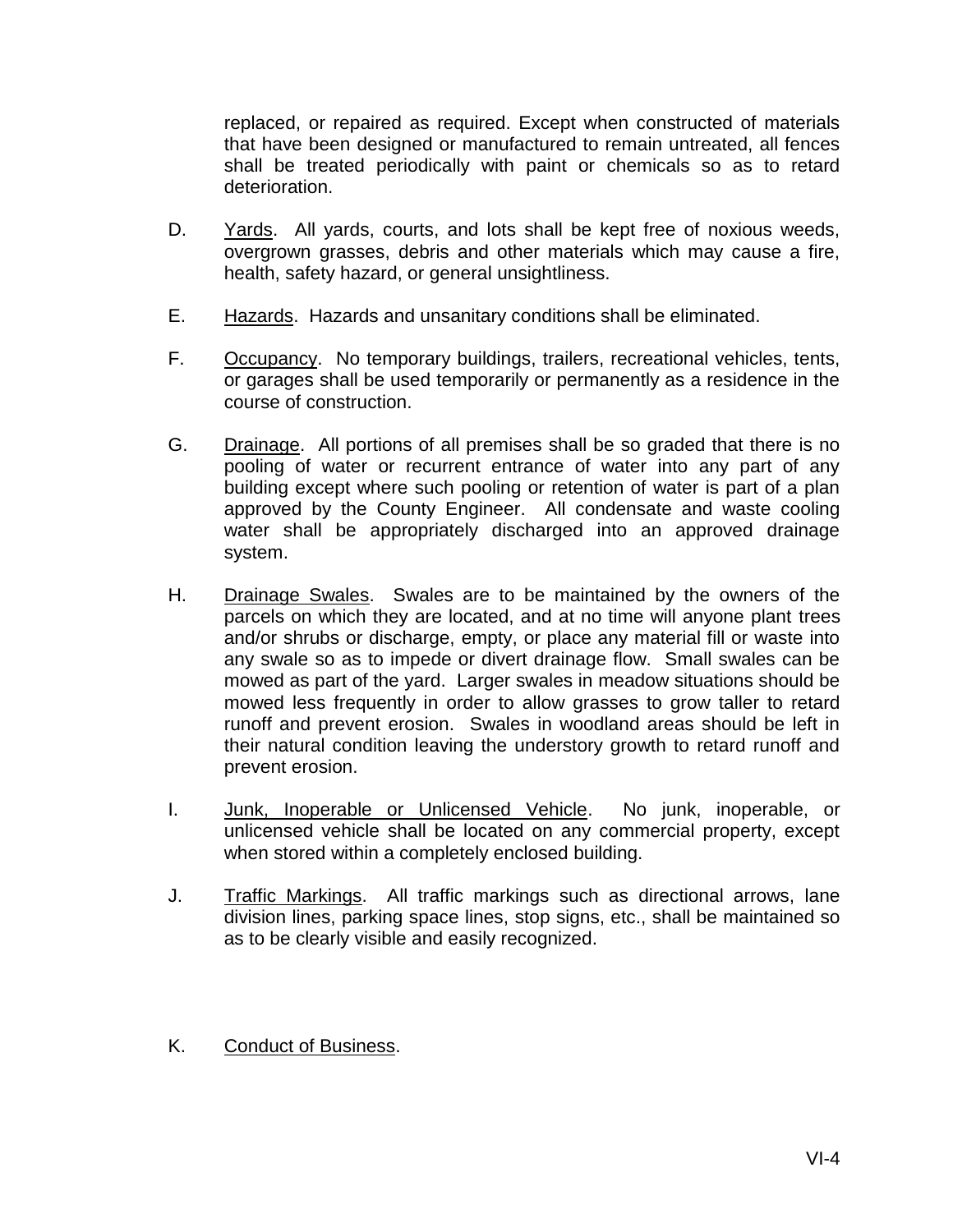replaced, or repaired as required. Except when constructed of materials that have been designed or manufactured to remain untreated, all fences shall be treated periodically with paint or chemicals so as to retard deterioration.

D. <u>Yards</u>. All yards, courts, and lots shall be kept free of noxious weeds, overgrown grasses, debris and other materials which may cause a fire, health, safety hazard, or general unsightliness.

E. <u>Hazards</u>. Hazards and unsanitary conditions shall be eliminated.

F. <u>Occupancy</u>. No temporary buildings, trailers, recreational vehicles, tents, or garages shall be used temporarily or permanently as a residence in the course of construction.

G. <u>Drainage</u>. All portions of all premises shall be so graded that there is no pooling of water or recurrent entrance of water into any part of any building except where such pooling or retention of water is part of a plan approved by the County Engineer. All condensate and waste cooling water shall be appropriately discharged into an approved drainage system.

H. <u>Drainage Swales</u>. Swales are to be maintained by the owners of the parcels on which they are located, and at no time will anyone plant trees and/or shrubs or discharge, empty, or place any material fill or waste into any swale so as to impede or divert drainage flow. Small swales can be mowed as part of the yard. Larger swales in meadow situations should be mowed less frequently in order to allow grasses to grow taller to retard runoff and prevent erosion. Swales in woodland areas should be left in their natural condition leaving the understory growth to retard runoff and prevent erosion.

I. <u>Junk, Inoperable or Unlicensed Vehicle</u>. No junk, inoperable, or unlicensed vehicle shall be located on any commercial property, except when stored within a completely enclosed building.

J. <u>Traffic Markings</u>. All traffic markings such as directional arrows, lane division lines, parking space lines, stop signs, etc., shall be maintained so as to be clearly visible and easily recognized.

K. <u>Conduct of Business</u>.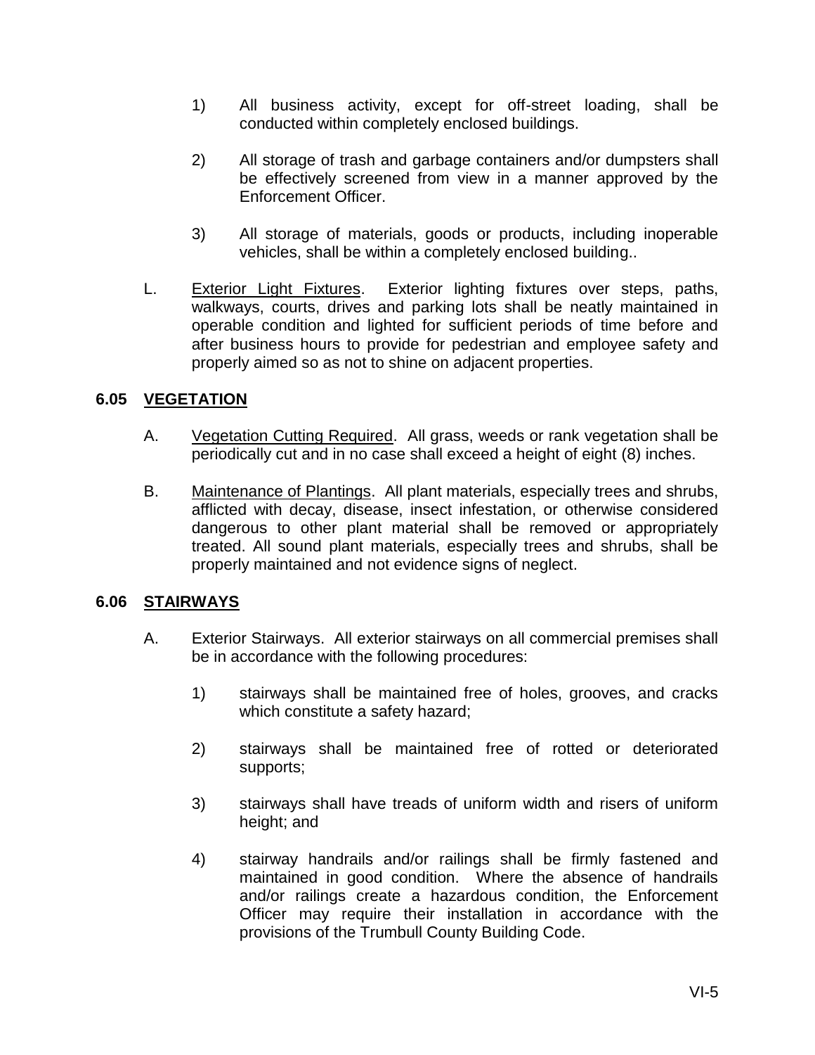1) All business activity, except for off-street loading, shall be conducted within completely enclosed buildings.

2) All storage of trash and garbage containers and/or dumpsters shall be effectively screened from view in a manner approved by the Enforcement Officer.

3) All storage of materials, goods or products, including inoperable vehicles, shall be within a completely enclosed building..

L. Exterior Light Fixtures. Exterior lighting fixtures over steps, paths, walkways, courts, drives and parking lots shall be neatly maintained in operable condition and lighted for sufficient periods of time before and after business hours to provide for pedestrian and employee safety and properly aimed so as not to shine on adjacent properties.

## 6.05 VEGETATION

A. Vegetation Cutting Required. All grass, weeds or rank vegetation shall be periodically cut and in no case shall exceed a height of eight (8) inches.

B. Maintenance of Plantings. All plant materials, especially trees and shrubs, afflicted with decay, disease, insect infestation, or otherwise considered dangerous to other plant material shall be removed or appropriately treated. All sound plant materials, especially trees and shrubs, shall be properly maintained and not evidence signs of neglect.

## 6.06 STAIRWAYS

A. Exterior Stairways. All exterior stairways on all commercial premises shall be in accordance with the following procedures:

1) stairways shall be maintained free of holes, grooves, and cracks which constitute a safety hazard;

2) stairways shall be maintained free of rotted or deteriorated supports;

3) stairways shall have treads of uniform width and risers of uniform height; and

4) stairway handrails and/or railings shall be firmly fastened and maintained in good condition. Where the absence of handrails and/or railings create a hazardous condition, the Enforcement Officer may require their installation in accordance with the provisions of the Trumbull County Building Code.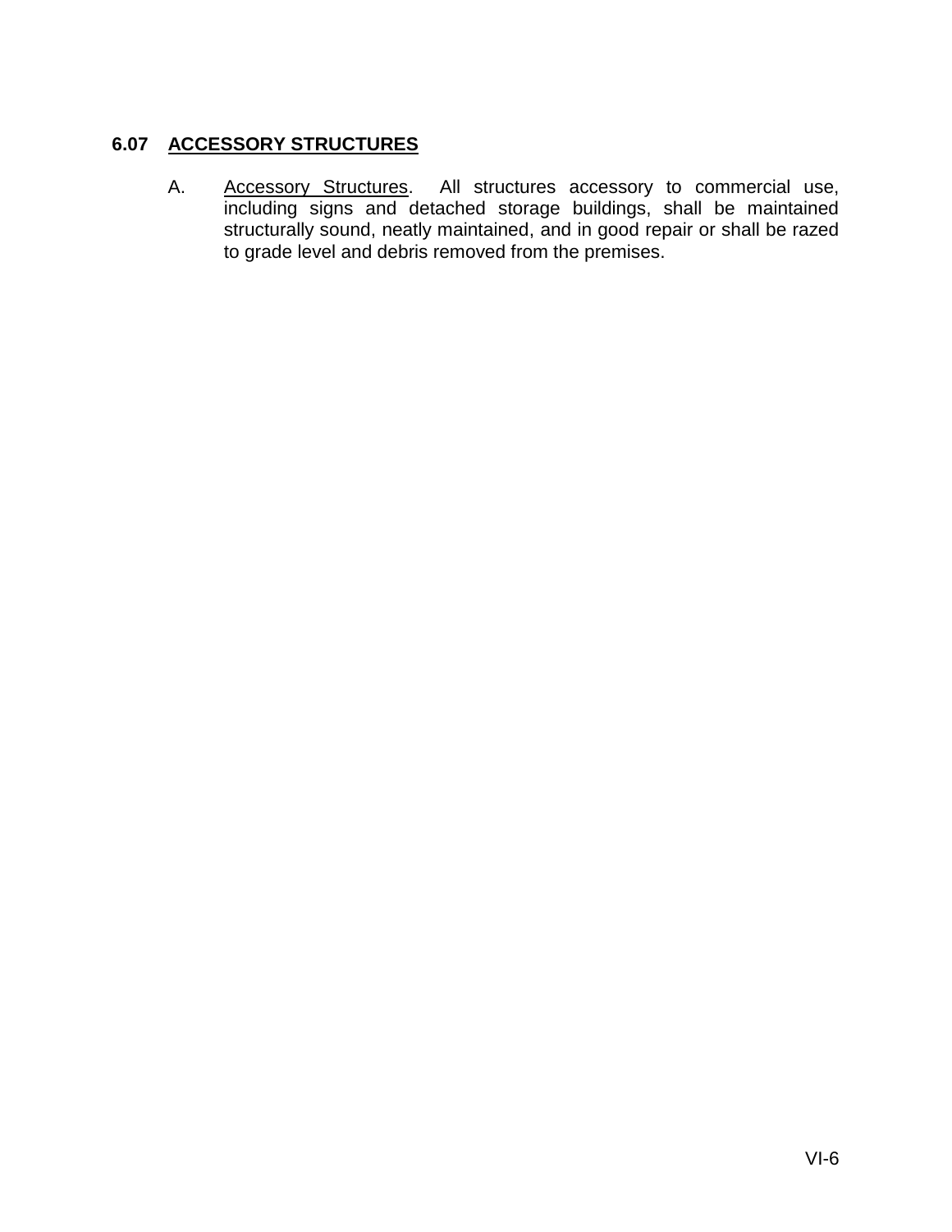## 6.07 ACCESSORY STRUCTURES

A. Accessory Structures. All structures accessory to commercial use, including signs and detached storage buildings, shall be maintained structurally sound, neatly maintained, and in good repair or shall be razed to grade level and debris removed from the premises.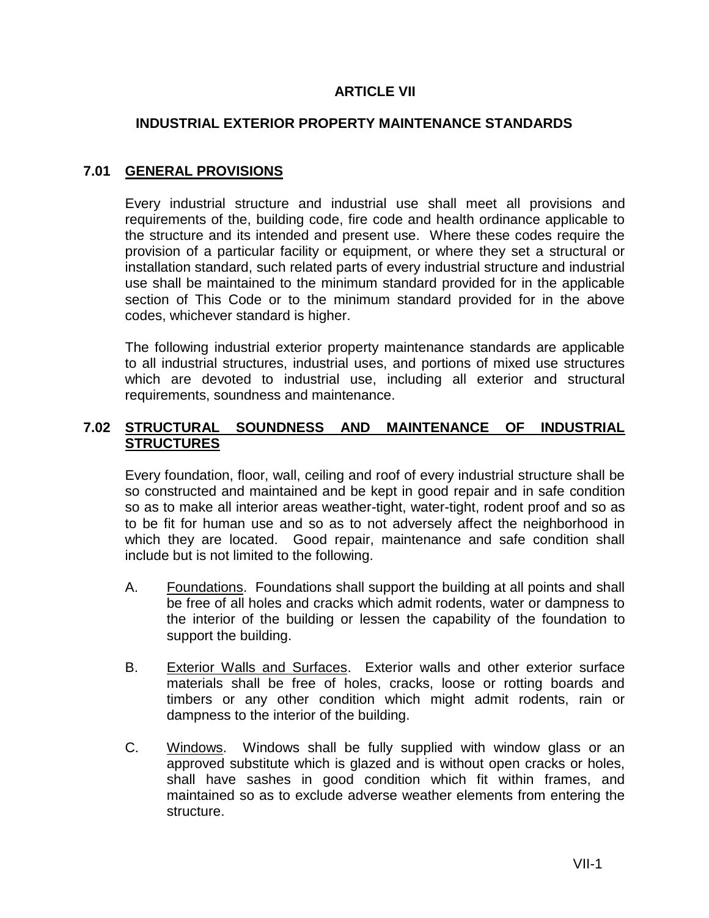# ARTICLE VII

## INDUSTRIAL EXTERIOR PROPERTY MAINTENANCE STANDARDS

### 7.01 GENERAL PROVISIONS

Every industrial structure and industrial use shall meet all provisions and requirements of the, building code, fire code and health ordinance applicable to the structure and its intended and present use. Where these codes require the provision of a particular facility or equipment, or where they set a structural or installation standard, such related parts of every industrial structure and industrial use shall be maintained to the minimum standard provided for in the applicable section of This Code or to the minimum standard provided for in the above codes, whichever standard is higher.

The following industrial exterior property maintenance standards are applicable to all industrial structures, industrial uses, and portions of mixed use structures which are devoted to industrial use, including all exterior and structural requirements, soundness and maintenance.

### 7.02 STRUCTURAL SOUNDNESS AND MAINTENANCE OF INDUSTRIAL STRUCTURES

Every foundation, floor, wall, ceiling and roof of every industrial structure shall be so constructed and maintained and be kept in good repair and in safe condition so as to make all interior areas weather-tight, water-tight, rodent proof and so as to be fit for human use and so as to not adversely affect the neighborhood in which they are located. Good repair, maintenance and safe condition shall include but is not limited to the following.

A. Foundations. Foundations shall support the building at all points and shall be free of all holes and cracks which admit rodents, water or dampness to the interior of the building or lessen the capability of the foundation to support the building.

B. Exterior Walls and Surfaces. Exterior walls and other exterior surface materials shall be free of holes, cracks, loose or rotting boards and timbers or any other condition which might admit rodents, rain or dampness to the interior of the building.

C. Windows. Windows shall be fully supplied with window glass or an approved substitute which is glazed and is without open cracks or holes, shall have sashes in good condition which fit within frames, and maintained so as to exclude adverse weather elements from entering the structure.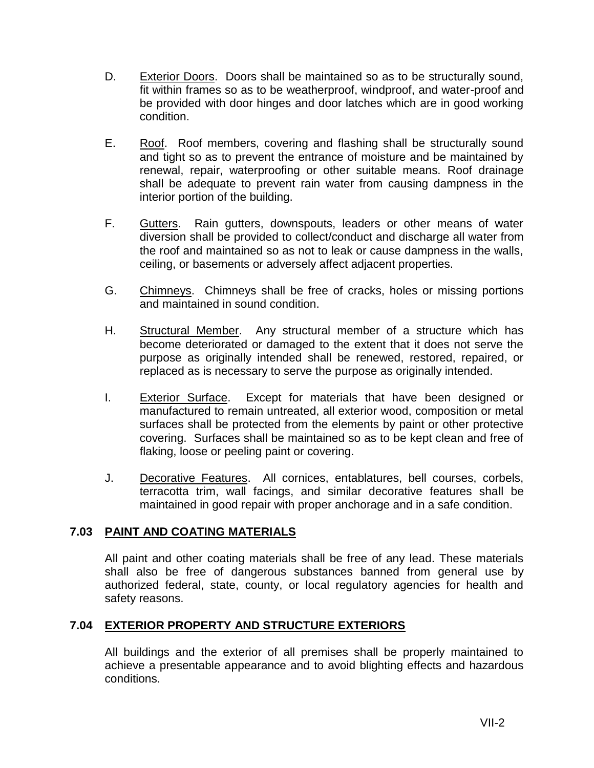D. Exterior Doors. Doors shall be maintained so as to be structurally sound, fit within frames so as to be weatherproof, windproof, and water-proof and be provided with door hinges and door latches which are in good working condition.

E. Roof. Roof members, covering and flashing shall be structurally sound and tight so as to prevent the entrance of moisture and be maintained by renewal, repair, waterproofing or other suitable means. Roof drainage shall be adequate to prevent rain water from causing dampness in the interior portion of the building.

F. Gutters. Rain gutters, downspouts, leaders or other means of water diversion shall be provided to collect/conduct and discharge all water from the roof and maintained so as not to leak or cause dampness in the walls, ceiling, or basements or adversely affect adjacent properties.

G. Chimneys. Chimneys shall be free of cracks, holes or missing portions and maintained in sound condition.

H. Structural Member. Any structural member of a structure which has become deteriorated or damaged to the extent that it does not serve the purpose as originally intended shall be renewed, restored, repaired, or replaced as is necessary to serve the purpose as originally intended.

I. Exterior Surface. Except for materials that have been designed or manufactured to remain untreated, all exterior wood, composition or metal surfaces shall be protected from the elements by paint or other protective covering. Surfaces shall be maintained so as to be kept clean and free of flaking, loose or peeling paint or covering.

J. Decorative Features. All cornices, entablatures, bell courses, corbels, terracotta trim, wall facings, and similar decorative features shall be maintained in good repair with proper anchorage and in a safe condition.

## 7.03 PAINT AND COATING MATERIALS

All paint and other coating materials shall be free of any lead. These materials shall also be free of dangerous substances banned from general use by authorized federal, state, county, or local regulatory agencies for health and safety reasons.

## 7.04 EXTERIOR PROPERTY AND STRUCTURE EXTERIORS

All buildings and the exterior of all premises shall be properly maintained to achieve a presentable appearance and to avoid blighting effects and hazardous conditions.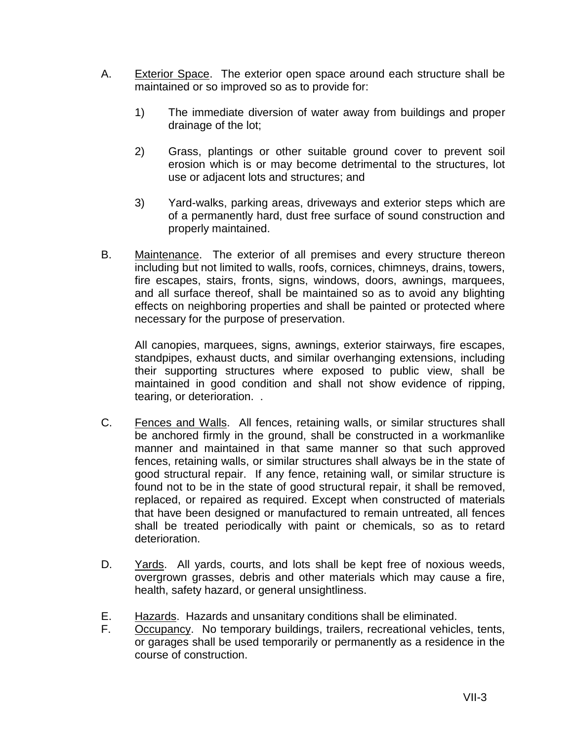A. Exterior Space. The exterior open space around each structure shall be maintained or so improved so as to provide for:

   1) The immediate diversion of water away from buildings and proper drainage of the lot;

   2) Grass, plantings or other suitable ground cover to prevent soil erosion which is or may become detrimental to the structures, lot use or adjacent lots and structures; and

   3) Yard-walks, parking areas, driveways and exterior steps which are of a permanently hard, dust free surface of sound construction and properly maintained.

B. Maintenance. The exterior of all premises and every structure thereon including but not limited to walls, roofs, cornices, chimneys, drains, towers, fire escapes, stairs, fronts, signs, windows, doors, awnings, marquees, and all surface thereof, shall be maintained so as to avoid any blighting effects on neighboring properties and shall be painted or protected where necessary for the purpose of preservation.

   All canopies, marquees, signs, awnings, exterior stairways, fire escapes, standpipes, exhaust ducts, and similar overhanging extensions, including their supporting structures where exposed to public view, shall be maintained in good condition and shall not show evidence of ripping, tearing, or deterioration. .

C. Fences and Walls. All fences, retaining walls, or similar structures shall be anchored firmly in the ground, shall be constructed in a workmanlike manner and maintained in that same manner so that such approved fences, retaining walls, or similar structures shall always be in the state of good structural repair. If any fence, retaining wall, or similar structure is found not to be in the state of good structural repair, it shall be removed, replaced, or repaired as required. Except when constructed of materials that have been designed or manufactured to remain untreated, all fences shall be treated periodically with paint or chemicals, so as to retard deterioration.

D. Yards. All yards, courts, and lots shall be kept free of noxious weeds, overgrown grasses, debris and other materials which may cause a fire, health, safety hazard, or general unsightliness.

E. Hazards. Hazards and unsanitary conditions shall be eliminated.

F. Occupancy. No temporary buildings, trailers, recreational vehicles, tents, or garages shall be used temporarily or permanently as a residence in the course of construction.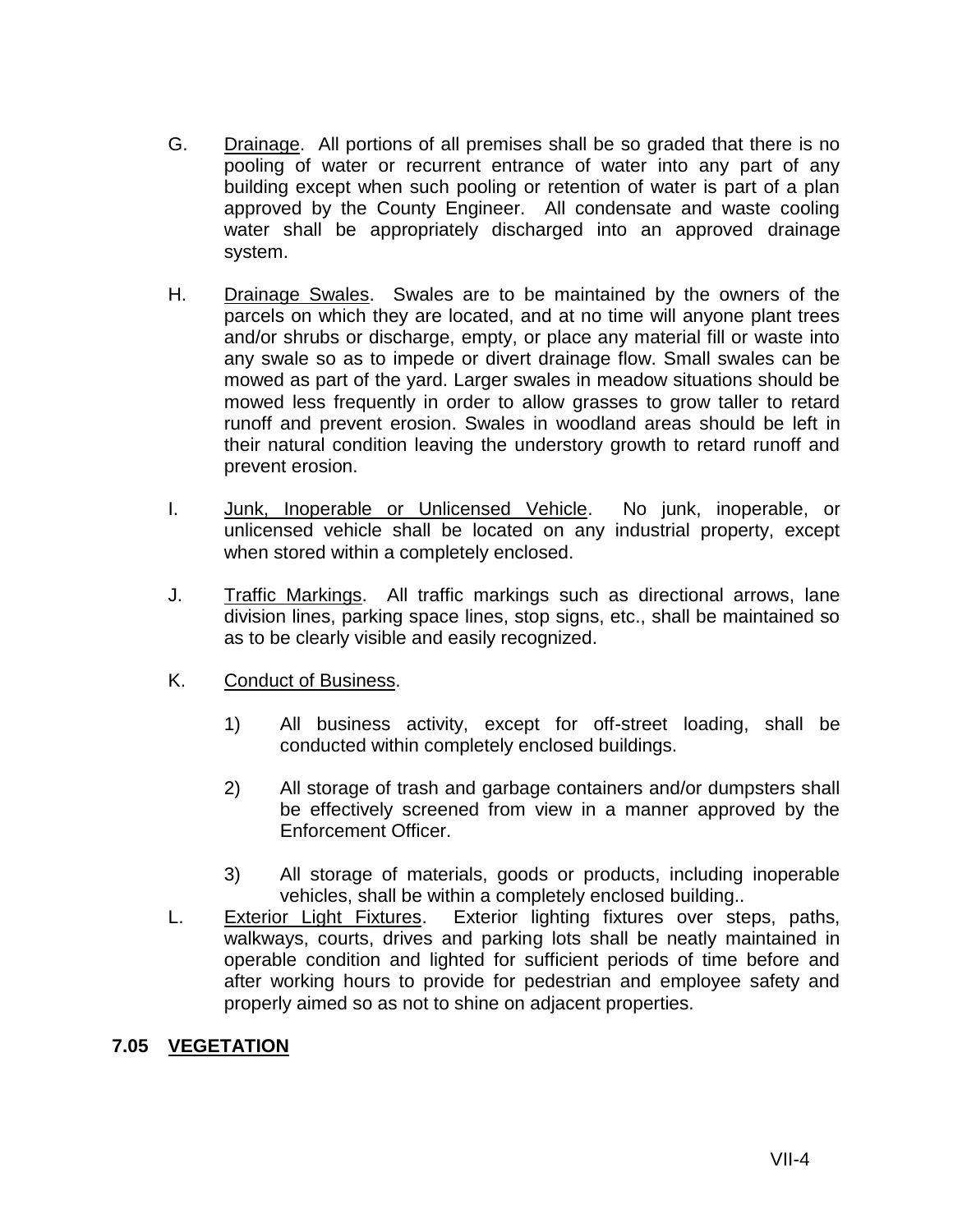G. Drainage. All portions of all premises shall be so graded that there is no pooling of water or recurrent entrance of water into any part of any building except when such pooling or retention of water is part of a plan approved by the County Engineer. All condensate and waste cooling water shall be appropriately discharged into an approved drainage system.

H. Drainage Swales. Swales are to be maintained by the owners of the parcels on which they are located, and at no time will anyone plant trees and/or shrubs or discharge, empty, or place any material fill or waste into any swale so as to impede or divert drainage flow. Small swales can be mowed as part of the yard. Larger swales in meadow situations should be mowed less frequently in order to allow grasses to grow taller to retard runoff and prevent erosion. Swales in woodland areas should be left in their natural condition leaving the understory growth to retard runoff and prevent erosion.

I. Junk, Inoperable or Unlicensed Vehicle. No junk, inoperable, or unlicensed vehicle shall be located on any industrial property, except when stored within a completely enclosed.

J. Traffic Markings. All traffic markings such as directional arrows, lane division lines, parking space lines, stop signs, etc., shall be maintained so as to be clearly visible and easily recognized.

K. Conduct of Business.

1) All business activity, except for off-street loading, shall be conducted within completely enclosed buildings.

2) All storage of trash and garbage containers and/or dumpsters shall be effectively screened from view in a manner approved by the Enforcement Officer.

3) All storage of materials, goods or products, including inoperable vehicles, shall be within a completely enclosed building..

L. Exterior Light Fixtures. Exterior lighting fixtures over steps, paths, walkways, courts, drives and parking lots shall be neatly maintained in operable condition and lighted for sufficient periods of time before and after working hours to provide for pedestrian and employee safety and properly aimed so as not to shine on adjacent properties.

## 7.05 VEGETATION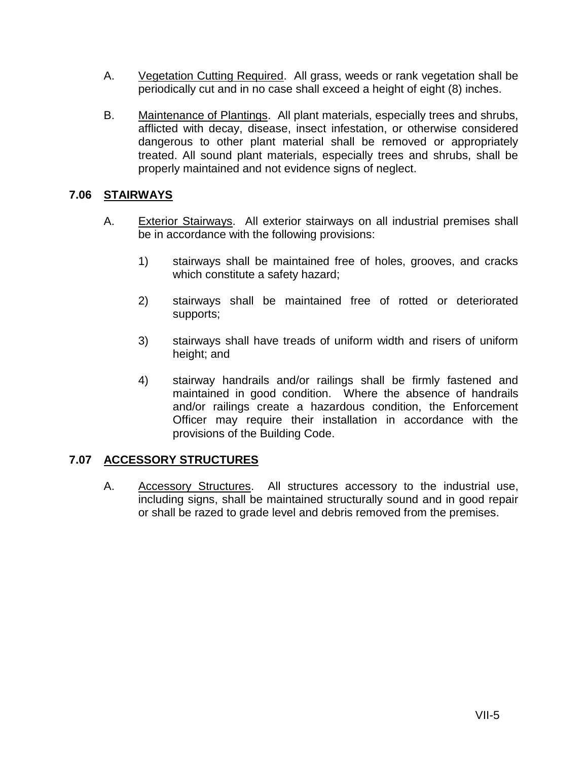A. Vegetation Cutting Required. All grass, weeds or rank vegetation shall be periodically cut and in no case shall exceed a height of eight (8) inches.

B. Maintenance of Plantings. All plant materials, especially trees and shrubs, afflicted with decay, disease, insect infestation, or otherwise considered dangerous to other plant material shall be removed or appropriately treated. All sound plant materials, especially trees and shrubs, shall be properly maintained and not evidence signs of neglect.

## 7.06 STAIRWAYS

A. Exterior Stairways. All exterior stairways on all industrial premises shall be in accordance with the following provisions:

1) stairways shall be maintained free of holes, grooves, and cracks which constitute a safety hazard;

2) stairways shall be maintained free of rotted or deteriorated supports;

3) stairways shall have treads of uniform width and risers of uniform height; and

4) stairway handrails and/or railings shall be firmly fastened and maintained in good condition. Where the absence of handrails and/or railings create a hazardous condition, the Enforcement Officer may require their installation in accordance with the provisions of the Building Code.

## 7.07 ACCESSORY STRUCTURES

A. Accessory Structures. All structures accessory to the industrial use, including signs, shall be maintained structurally sound and in good repair or shall be razed to grade level and debris removed from the premises.